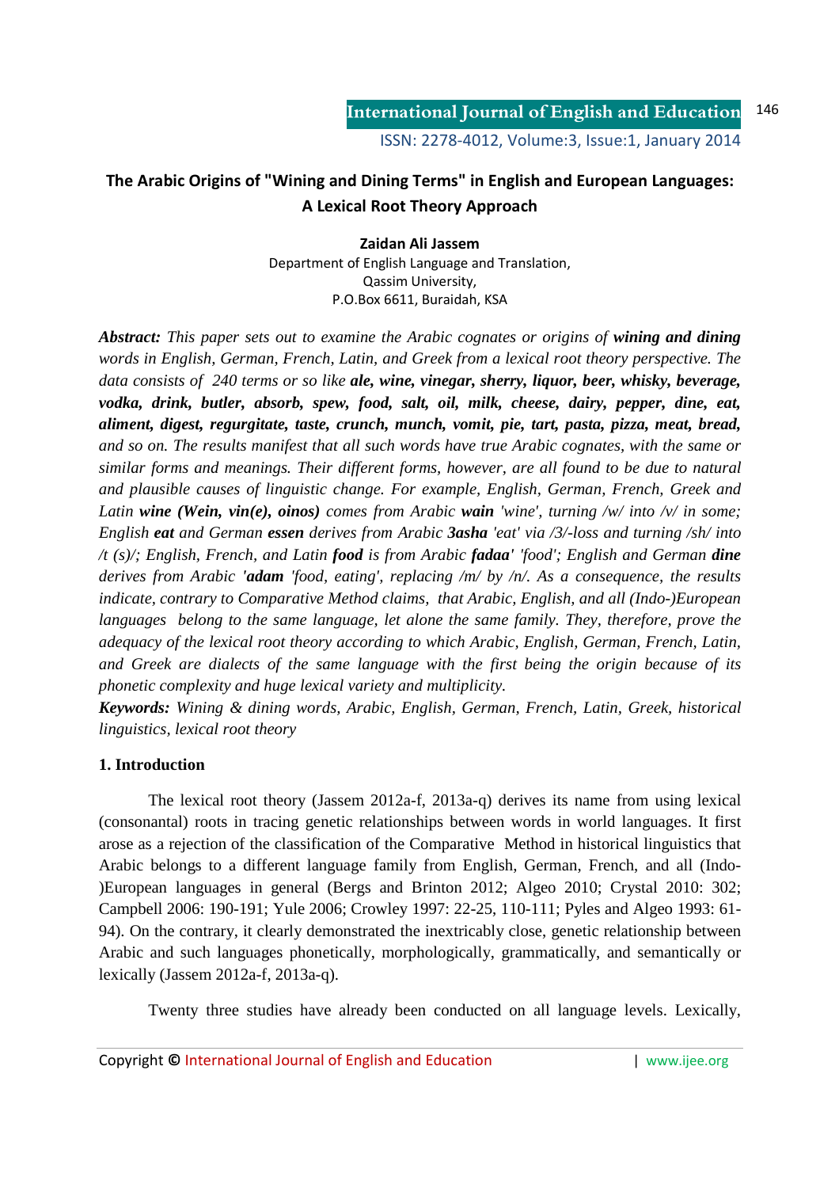# The Arabic Origins of "Wining and Dining Terms" in English and European Languages: A Lexical Root Theory Approach

**Zaidan Ali Jassem**

Department of English Language and Translation,
Qassim University,
P.O.Box 6611, Buraidah, KSA

***Abstract:*** *This paper sets out to examine the Arabic cognates or origins of **wining and dining** words in English, German, French, Latin, and Greek from a lexical root theory perspective. The data consists of 240 terms or so like **ale, wine, vinegar, sherry, liquor, beer, whisky, beverage, vodka, drink, butler, absorb, spew, food, salt, oil, milk, cheese, dairy, pepper, dine, eat, aliment, digest, regurgitate, taste, crunch, munch, vomit, pie, tart, pasta, pizza, meat, bread,** and so on. The results manifest that all such words have true Arabic cognates, with the same or similar forms and meanings. Their different forms, however, are all found to be due to natural and plausible causes of linguistic change. For example, English, German, French, Greek and Latin **wine (Wein, vin(e), oinos)** comes from Arabic **wain** 'wine', turning /w/ into /v/ in some; English **eat** and German **essen** derives from Arabic **3asha** 'eat' via /3/-loss and turning /sh/ into /t (s)/; English, French, and Latin **food** is from Arabic **fadaa'** 'food'; English and German **dine** derives from Arabic **'adam** 'food, eating', replacing /m/ by /n/. As a consequence, the results indicate, contrary to Comparative Method claims, that Arabic, English, and all (Indo-)European languages belong to the same language, let alone the same family. They, therefore, prove the adequacy of the lexical root theory according to which Arabic, English, German, French, Latin, and Greek are dialects of the same language with the first being the origin because of its phonetic complexity and huge lexical variety and multiplicity.*

***Keywords:*** *Wining & dining words, Arabic, English, German, French, Latin, Greek, historical linguistics, lexical root theory*

## 1. Introduction

The lexical root theory (Jassem 2012a-f, 2013a-q) derives its name from using lexical (consonantal) roots in tracing genetic relationships between words in world languages. It first arose as a rejection of the classification of the Comparative Method in historical linguistics that Arabic belongs to a different language family from English, German, French, and all (Indo-)European languages in general (Bergs and Brinton 2012; Algeo 2010; Crystal 2010: 302; Campbell 2006: 190-191; Yule 2006; Crowley 1997: 22-25, 110-111; Pyles and Algeo 1993: 61-94). On the contrary, it clearly demonstrated the inextricably close, genetic relationship between Arabic and such languages phonetically, morphologically, grammatically, and semantically or lexically (Jassem 2012a-f, 2013a-q).

Twenty three studies have already been conducted on all language levels. Lexically,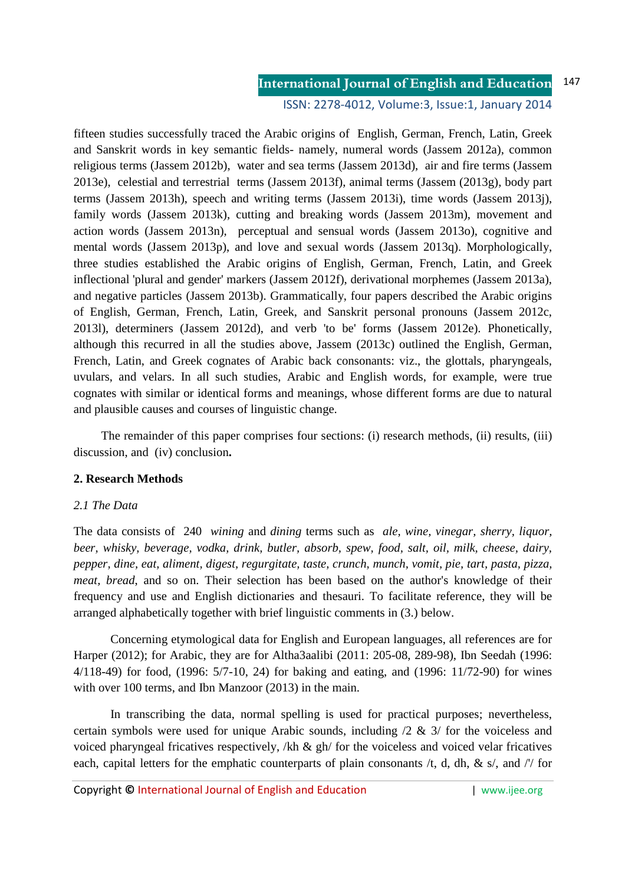fifteen studies successfully traced the Arabic origins of English, German, French, Latin, Greek and Sanskrit words in key semantic fields- namely, numeral words (Jassem 2012a), common religious terms (Jassem 2012b), water and sea terms (Jassem 2013d), air and fire terms (Jassem 2013e), celestial and terrestrial terms (Jassem 2013f), animal terms (Jassem (2013g), body part terms (Jassem 2013h), speech and writing terms (Jassem 2013i), time words (Jassem 2013j), family words (Jassem 2013k), cutting and breaking words (Jassem 2013m), movement and action words (Jassem 2013n), perceptual and sensual words (Jassem 2013o), cognitive and mental words (Jassem 2013p), and love and sexual words (Jassem 2013q). Morphologically, three studies established the Arabic origins of English, German, French, Latin, and Greek inflectional 'plural and gender' markers (Jassem 2012f), derivational morphemes (Jassem 2013a), and negative particles (Jassem 2013b). Grammatically, four papers described the Arabic origins of English, German, French, Latin, Greek, and Sanskrit personal pronouns (Jassem 2012c, 2013l), determiners (Jassem 2012d), and verb 'to be' forms (Jassem 2012e). Phonetically, although this recurred in all the studies above, Jassem (2013c) outlined the English, German, French, Latin, and Greek cognates of Arabic back consonants: viz., the glottals, pharyngeals, uvulars, and velars. In all such studies, Arabic and English words, for example, were true cognates with similar or identical forms and meanings, whose different forms are due to natural and plausible causes and courses of linguistic change.

The remainder of this paper comprises four sections: (i) research methods, (ii) results, (iii) discussion, and (iv) conclusion.

## 2. Research Methods

### *2.1 The Data*

The data consists of 240 *wining* and *dining* terms such as *ale, wine, vinegar, sherry, liquor, beer, whisky, beverage, vodka, drink, butler, absorb, spew, food, salt, oil, milk, cheese, dairy, pepper, dine, eat, aliment, digest, regurgitate, taste, crunch, munch, vomit, pie, tart, pasta, pizza, meat, bread,* and so on. Their selection has been based on the author's knowledge of their frequency and use and English dictionaries and thesauri. To facilitate reference, they will be arranged alphabetically together with brief linguistic comments in (3.) below.

Concerning etymological data for English and European languages, all references are for Harper (2012); for Arabic, they are for Altha3aalibi (2011: 205-08, 289-98), Ibn Seedah (1996: 4/118-49) for food, (1996: 5/7-10, 24) for baking and eating, and (1996: 11/72-90) for wines with over 100 terms, and Ibn Manzoor (2013) in the main.

In transcribing the data, normal spelling is used for practical purposes; nevertheless, certain symbols were used for unique Arabic sounds, including /2 & 3/ for the voiceless and voiced pharyngeal fricatives respectively, /kh & gh/ for the voiceless and voiced velar fricatives each, capital letters for the emphatic counterparts of plain consonants /t, d, dh, & s/, and /'/ for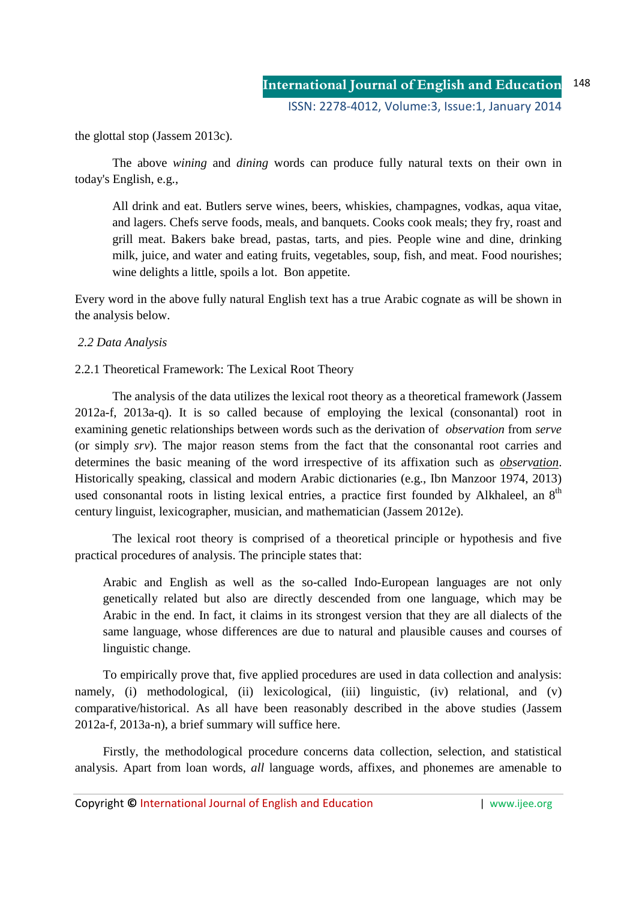the glottal stop (Jassem 2013c).

The above *wining* and *dining* words can produce fully natural texts on their own in today's English, e.g.,

> All drink and eat. Butlers serve wines, beers, whiskies, champagnes, vodkas, aqua vitae, and lagers. Chefs serve foods, meals, and banquets. Cooks cook meals; they fry, roast and grill meat. Bakers bake bread, pastas, tarts, and pies. People wine and dine, drinking milk, juice, and water and eating fruits, vegetables, soup, fish, and meat. Food nourishes; wine delights a little, spoils a lot. Bon appetite.

Every word in the above fully natural English text has a true Arabic cognate as will be shown in the analysis below.

### *2.2 Data Analysis*

#### 2.2.1 Theoretical Framework: The Lexical Root Theory

The analysis of the data utilizes the lexical root theory as a theoretical framework (Jassem 2012a-f, 2013a-q). It is so called because of employing the lexical (consonantal) root in examining genetic relationships between words such as the derivation of *observation* from *serve* (or simply *srv*). The major reason stems from the fact that the consonantal root carries and determines the basic meaning of the word irrespective of its affixation such as ***<u>ob</u>**serv**<u>ation</u>***. Historically speaking, classical and modern Arabic dictionaries (e.g., Ibn Manzoor 1974, 2013) used consonantal roots in listing lexical entries, a practice first founded by Alkhaleel, an 8th century linguist, lexicographer, musician, and mathematician (Jassem 2012e).

The lexical root theory is comprised of a theoretical principle or hypothesis and five practical procedures of analysis. The principle states that:

> Arabic and English as well as the so-called Indo-European languages are not only genetically related but also are directly descended from one language, which may be Arabic in the end. In fact, it claims in its strongest version that they are all dialects of the same language, whose differences are due to natural and plausible causes and courses of linguistic change.

To empirically prove that, five applied procedures are used in data collection and analysis: namely, (i) methodological, (ii) lexicological, (iii) linguistic, (iv) relational, and (v) comparative/historical. As all have been reasonably described in the above studies (Jassem 2012a-f, 2013a-n), a brief summary will suffice here.

Firstly, the methodological procedure concerns data collection, selection, and statistical analysis. Apart from loan words, *all* language words, affixes, and phonemes are amenable to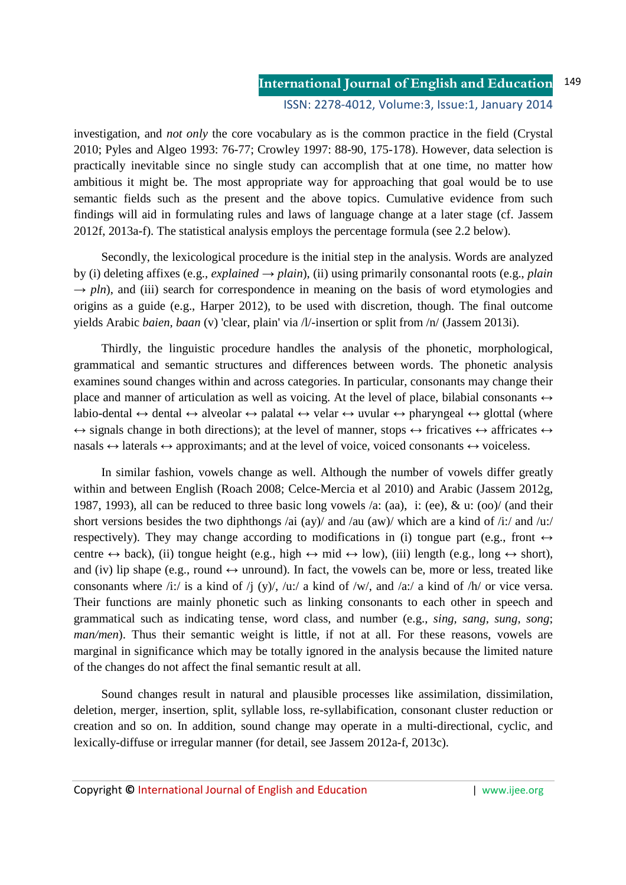investigation, and *not only* the core vocabulary as is the common practice in the field (Crystal 2010; Pyles and Algeo 1993: 76-77; Crowley 1997: 88-90, 175-178). However, data selection is practically inevitable since no single study can accomplish that at one time, no matter how ambitious it might be. The most appropriate way for approaching that goal would be to use semantic fields such as the present and the above topics. Cumulative evidence from such findings will aid in formulating rules and laws of language change at a later stage (cf. Jassem 2012f, 2013a-f). The statistical analysis employs the percentage formula (see 2.2 below).

Secondly, the lexicological procedure is the initial step in the analysis. Words are analyzed by (i) deleting affixes (e.g., *explained* → *plain*), (ii) using primarily consonantal roots (e.g., *plain* → *pln*), and (iii) search for correspondence in meaning on the basis of word etymologies and origins as a guide (e.g., Harper 2012), to be used with discretion, though. The final outcome yields Arabic *baien, baan* (v) 'clear, plain' via /l/-insertion or split from /n/ (Jassem 2013i).

Thirdly, the linguistic procedure handles the analysis of the phonetic, morphological, grammatical and semantic structures and differences between words. The phonetic analysis examines sound changes within and across categories. In particular, consonants may change their place and manner of articulation as well as voicing. At the level of place, bilabial consonants ↔ labio-dental ↔ dental ↔ alveolar ↔ palatal ↔ velar ↔ uvular ↔ pharyngeal ↔ glottal (where ↔ signals change in both directions); at the level of manner, stops ↔ fricatives ↔ affricates ↔ nasals ↔ laterals ↔ approximants; and at the level of voice, voiced consonants ↔ voiceless.

In similar fashion, vowels change as well. Although the number of vowels differ greatly within and between English (Roach 2008; Celce-Mercia et al 2010) and Arabic (Jassem 2012g, 1987, 1993), all can be reduced to three basic long vowels /a: (aa), i: (ee), & u: (oo)/ (and their short versions besides the two diphthongs /ai (ay)/ and /au (aw)/ which are a kind of /i:/ and /u:/ respectively). They may change according to modifications in (i) tongue part (e.g., front ↔ centre ↔ back), (ii) tongue height (e.g., high ↔ mid ↔ low), (iii) length (e.g., long ↔ short), and (iv) lip shape (e.g., round ↔ unround). In fact, the vowels can be, more or less, treated like consonants where /i:/ is a kind of /j (y)/, /u:/ a kind of /w/, and /a:/ a kind of /h/ or vice versa. Their functions are mainly phonetic such as linking consonants to each other in speech and grammatical such as indicating tense, word class, and number (e.g., *sing, sang, sung, song*; *man/men*). Thus their semantic weight is little, if not at all. For these reasons, vowels are marginal in significance which may be totally ignored in the analysis because the limited nature of the changes do not affect the final semantic result at all.

Sound changes result in natural and plausible processes like assimilation, dissimilation, deletion, merger, insertion, split, syllable loss, re-syllabification, consonant cluster reduction or creation and so on. In addition, sound change may operate in a multi-directional, cyclic, and lexically-diffuse or irregular manner (for detail, see Jassem 2012a-f, 2013c).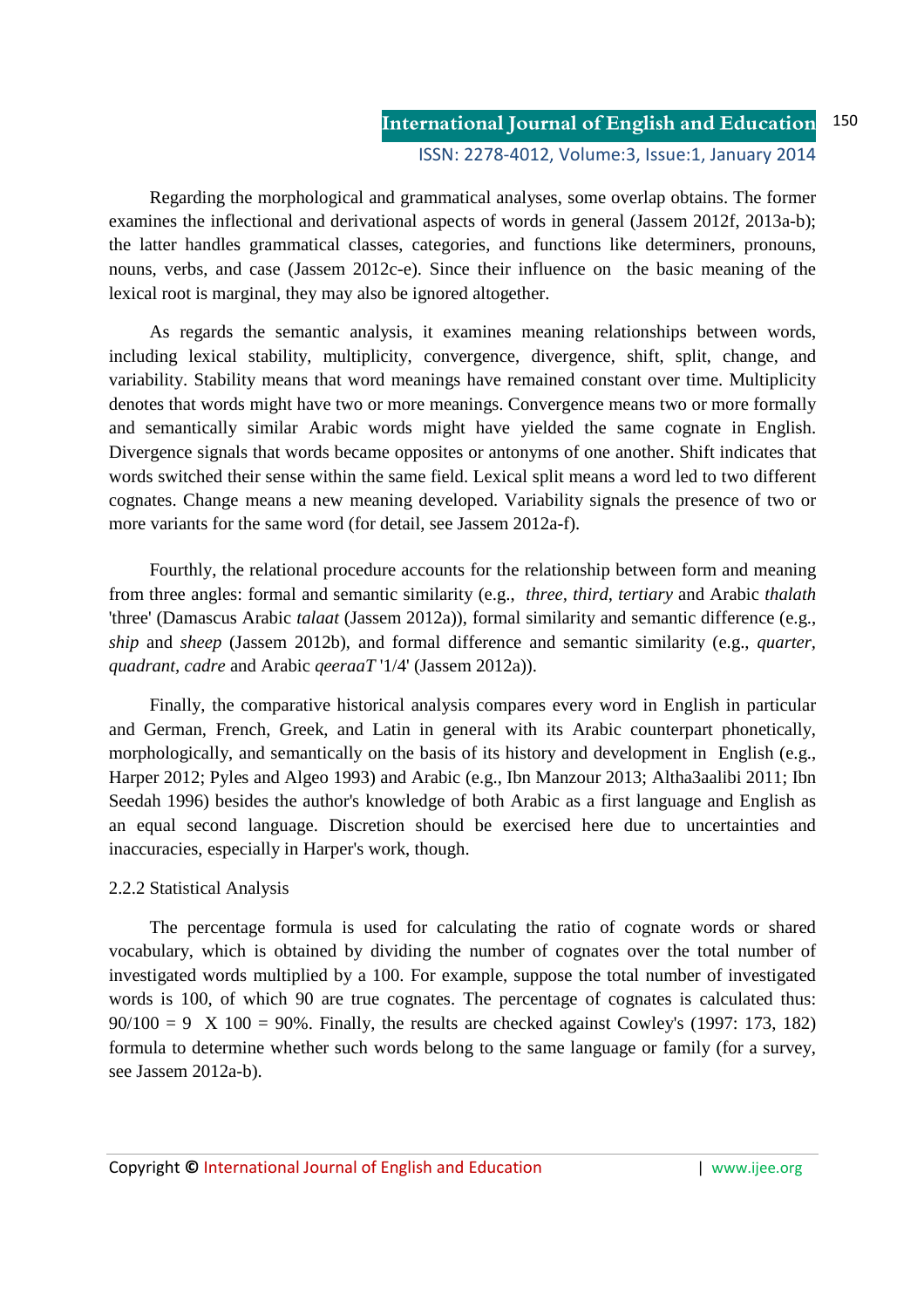Regarding the morphological and grammatical analyses, some overlap obtains. The former examines the inflectional and derivational aspects of words in general (Jassem 2012f, 2013a-b); the latter handles grammatical classes, categories, and functions like determiners, pronouns, nouns, verbs, and case (Jassem 2012c-e). Since their influence on the basic meaning of the lexical root is marginal, they may also be ignored altogether.

As regards the semantic analysis, it examines meaning relationships between words, including lexical stability, multiplicity, convergence, divergence, shift, split, change, and variability. Stability means that word meanings have remained constant over time. Multiplicity denotes that words might have two or more meanings. Convergence means two or more formally and semantically similar Arabic words might have yielded the same cognate in English. Divergence signals that words became opposites or antonyms of one another. Shift indicates that words switched their sense within the same field. Lexical split means a word led to two different cognates. Change means a new meaning developed. Variability signals the presence of two or more variants for the same word (for detail, see Jassem 2012a-f).

Fourthly, the relational procedure accounts for the relationship between form and meaning from three angles: formal and semantic similarity (e.g., *three, third, tertiary* and Arabic *thalath* 'three' (Damascus Arabic *talaat* (Jassem 2012a)), formal similarity and semantic difference (e.g., *ship* and *sheep* (Jassem 2012b), and formal difference and semantic similarity (e.g., *quarter, quadrant, cadre* and Arabic *qeeraaT* '1/4' (Jassem 2012a)).

Finally, the comparative historical analysis compares every word in English in particular and German, French, Greek, and Latin in general with its Arabic counterpart phonetically, morphologically, and semantically on the basis of its history and development in English (e.g., Harper 2012; Pyles and Algeo 1993) and Arabic (e.g., Ibn Manzour 2013; Altha3aalibi 2011; Ibn Seedah 1996) besides the author's knowledge of both Arabic as a first language and English as an equal second language. Discretion should be exercised here due to uncertainties and inaccuracies, especially in Harper's work, though.

### 2.2.2 Statistical Analysis

The percentage formula is used for calculating the ratio of cognate words or shared vocabulary, which is obtained by dividing the number of cognates over the total number of investigated words multiplied by a 100. For example, suppose the total number of investigated words is 100, of which 90 are true cognates. The percentage of cognates is calculated thus: $90/100 = 9 \times 100 = 90\%$. Finally, the results are checked against Cowley's (1997: 173, 182) formula to determine whether such words belong to the same language or family (for a survey, see Jassem 2012a-b).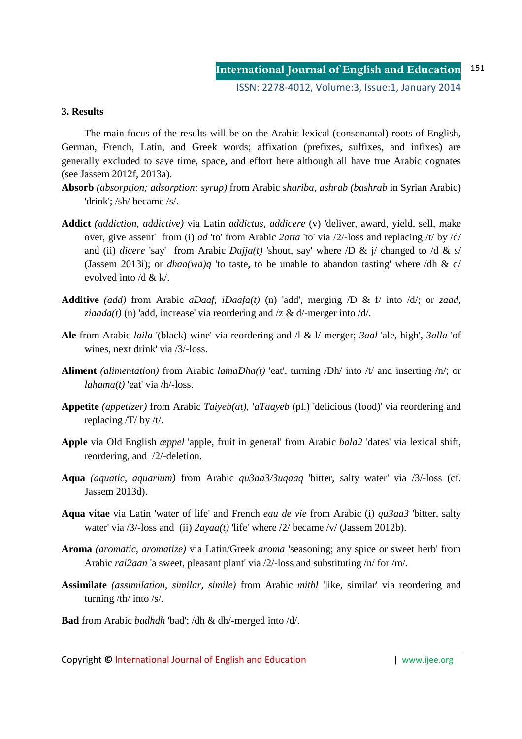### 3. Results

The main focus of the results will be on the Arabic lexical (consonantal) roots of English, German, French, Latin, and Greek words; affixation (prefixes, suffixes, and infixes) are generally excluded to save time, space, and effort here although all have true Arabic cognates (see Jassem 2012f, 2013a).

**Absorb** *(absorption; adsorption; syrup)* from Arabic *shariba, ashrab (bashrab* in Syrian Arabic) 'drink'; /sh/ became /s/.

**Addict** *(addiction, addictive)* via Latin *addictus, addicere* (v) 'deliver, award, yield, sell, make over, give assent' from (i) *ad* 'to' from Arabic *2atta* 'to' via /2/-loss and replacing /t/ by /d/ and (ii) *dicere* 'say' from Arabic *Dajja(t)* 'shout, say' where /D & j/ changed to /d & s/ (Jassem 2013i); or *dhaa(wa)q* 'to taste, to be unable to abandon tasting' where /dh & q/ evolved into /d & k/.

**Additive** *(add)* from Arabic *aDaaf, iDaafa(t)* (n) 'add', merging /D & f/ into /d/; or *zaad, ziaada(t)* (n) 'add, increase' via reordering and /z & d/-merger into /d/.

**Ale** from Arabic *laila* '(black) wine' via reordering and /l & l/-merger; *3aal* 'ale, high', *3alla* 'of wines, next drink' via /3/-loss.

**Aliment** *(alimentation)* from Arabic *lamaDha(t)* 'eat', turning /Dh/ into /t/ and inserting /n/; or *lahama(t)* 'eat' via /h/-loss.

**Appetite** *(appetizer)* from Arabic *Taiyeb(at), 'aTaayeb* (pl.) 'delicious (food)' via reordering and replacing /T/ by /t/.

**Apple** via Old English *æppel* 'apple, fruit in general' from Arabic *bala2* 'dates' via lexical shift, reordering, and /2/-deletion.

**Aqua** *(aquatic, aquarium)* from Arabic *qu3aa3/3uqaaq* 'bitter, salty water' via /3/-loss (cf. Jassem 2013d).

**Aqua vitae** via Latin 'water of life' and French *eau de vie* from Arabic (i) *qu3aa3* 'bitter, salty water' via /3/-loss and (ii) *2ayaa(t)* 'life' where /2/ became /v/ (Jassem 2012b).

**Aroma** *(aromatic, aromatize)* via Latin/Greek *aroma* 'seasoning; any spice or sweet herb' from Arabic *rai2aan* 'a sweet, pleasant plant' via /2/-loss and substituting /n/ for /m/.

**Assimilate** *(assimilation, similar, simile)* from Arabic *mithl* 'like, similar' via reordering and turning /th/ into /s/.

**Bad** from Arabic *badhdh* 'bad'; /dh & dh/-merged into /d/.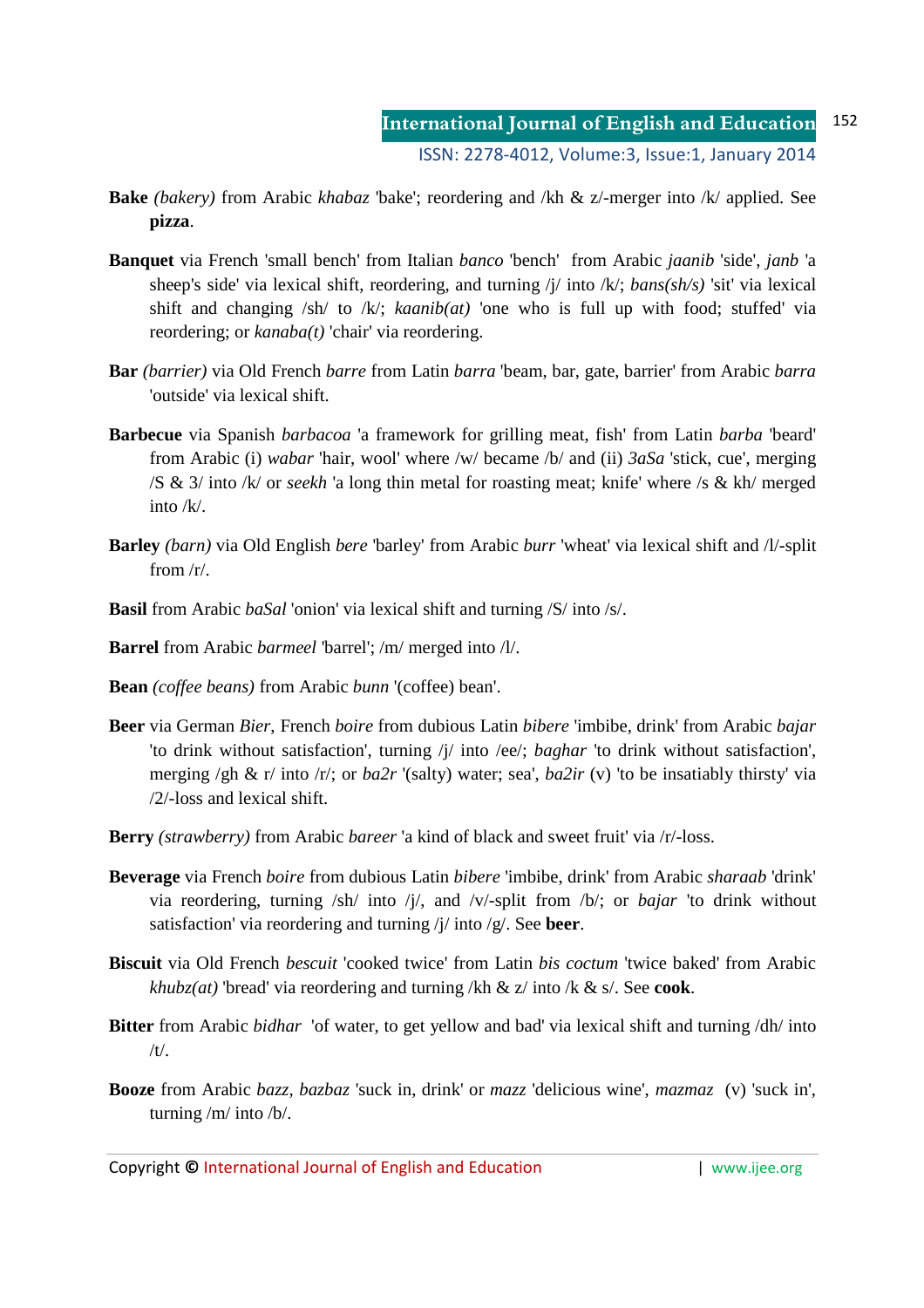**Bake** *(bakery)* from Arabic *khabaz* 'bake'; reordering and /kh & z/-merger into /k/ applied. See **pizza**.

**Banquet** via French 'small bench' from Italian *banco* 'bench' from Arabic *jaanib* 'side', *janb* 'a sheep's side' via lexical shift, reordering, and turning /j/ into /k/; *bans(sh/s)* 'sit' via lexical shift and changing /sh/ to /k/; *kaanib(at)* 'one who is full up with food; stuffed' via reordering; or *kanaba(t)* 'chair' via reordering.

**Bar** *(barrier)* via Old French *barre* from Latin *barra* 'beam, bar, gate, barrier' from Arabic *barra* 'outside' via lexical shift.

**Barbecue** via Spanish *barbacoa* 'a framework for grilling meat, fish' from Latin *barba* 'beard' from Arabic (i) *wabar* 'hair, wool' where /w/ became /b/ and (ii) *3aSa* 'stick, cue', merging /S & 3/ into /k/ or *seekh* 'a long thin metal for roasting meat; knife' where /s & kh/ merged into /k/.

**Barley** *(barn)* via Old English *bere* 'barley' from Arabic *burr* 'wheat' via lexical shift and /l/-split from /r/.

**Basil** from Arabic *baSal* 'onion' via lexical shift and turning /S/ into /s/.

**Barrel** from Arabic *barmeel* 'barrel'; /m/ merged into /l/.

**Bean** *(coffee beans)* from Arabic *bunn* '(coffee) bean'.

**Beer** via German *Bier*, French *boire* from dubious Latin *bibere* 'imbibe, drink' from Arabic *bajar* 'to drink without satisfaction', turning /j/ into /ee/; *baghar* 'to drink without satisfaction', merging /gh & r/ into /r/; or *ba2r* '(salty) water; sea', *ba2ir* (v) 'to be insatiably thirsty' via /2/-loss and lexical shift.

**Berry** *(strawberry)* from Arabic *bareer* 'a kind of black and sweet fruit' via /r/-loss.

**Beverage** via French *boire* from dubious Latin *bibere* 'imbibe, drink' from Arabic *sharaab* 'drink' via reordering, turning /sh/ into /j/, and /v/-split from /b/; or *bajar* 'to drink without satisfaction' via reordering and turning /j/ into /g/. See **beer**.

**Biscuit** via Old French *bescuit* 'cooked twice' from Latin *bis coctum* 'twice baked' from Arabic *khubz(at)* 'bread' via reordering and turning /kh & z/ into /k & s/. See **cook**.

**Bitter** from Arabic *bidhar* 'of water, to get yellow and bad' via lexical shift and turning /dh/ into /t/.

**Booze** from Arabic *bazz, bazbaz* 'suck in, drink' or *mazz* 'delicious wine', *mazmaz* (v) 'suck in', turning /m/ into /b/.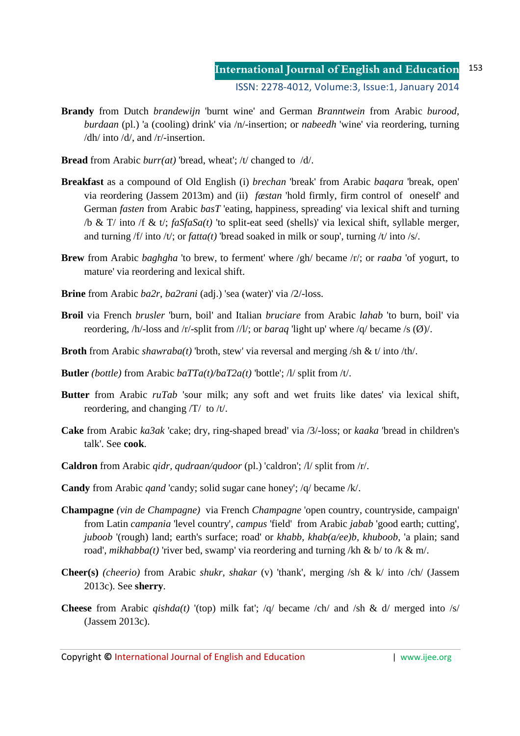**Brandy** from Dutch *brandewijn* 'burnt wine' and German *Branntwein* from Arabic *burood, burdaan* (pl.) 'a (cooling) drink' via /n/-insertion; or *nabeedh* 'wine' via reordering, turning /dh/ into /d/, and /r/-insertion.

**Bread** from Arabic *burr(at)* 'bread, wheat'; /t/ changed to /d/.

**Breakfast** as a compound of Old English (i) *brechan* 'break' from Arabic *baqara* 'break, open' via reordering (Jassem 2013m) and (ii) *fæstan* 'hold firmly, firm control of oneself' and German *fasten* from Arabic *basT* 'eating, happiness, spreading' via lexical shift and turning /b & T/ into /f & t/; *faSfaSa(t)* 'to split-eat seed (shells)' via lexical shift, syllable merger, and turning /f/ into /t/; or *fatta(t)* 'bread soaked in milk or soup', turning /t/ into /s/.

**Brew** from Arabic *baghgha* 'to brew, to ferment' where /gh/ became /r/; or *raaba* 'of yogurt, to mature' via reordering and lexical shift.

**Brine** from Arabic *ba2r, ba2rani* (adj.) 'sea (water)' via /2/-loss.

**Broil** via French *brusler* 'burn, boil' and Italian *bruciare* from Arabic *lahab* 'to burn, boil' via reordering, /h/-loss and /r/-split from //l/; or *baraq* 'light up' where /q/ became /s (Ø)/.

**Broth** from Arabic *shawraba(t)* 'broth, stew' via reversal and merging /sh & t/ into /th/.

**Butler** *(bottle)* from Arabic *baTTa(t)/baT2a(t)* 'bottle'; /l/ split from /t/.

**Butter** from Arabic *ruTab* 'sour milk; any soft and wet fruits like dates' via lexical shift, reordering, and changing /T/ to /t/.

**Cake** from Arabic *ka3ak* 'cake; dry, ring-shaped bread' via /3/-loss; or *kaaka* 'bread in children's talk'. See **cook**.

**Caldron** from Arabic *qidr, qudraan/qudoor* (pl.) 'caldron'; /l/ split from /r/.

**Candy** from Arabic *qand* 'candy; solid sugar cane honey'; /q/ became /k/.

**Champagne** *(vin de Champagne)* via French *Champagne* 'open country, countryside, campaign' from Latin *campania* 'level country', *campus* 'field' from Arabic *jabab* 'good earth; cutting', *juboob* '(rough) land; earth's surface; road' or *khabb, khab(a/ee)b, khuboob,* 'a plain; sand road', *mikhabba(t)* 'river bed, swamp' via reordering and turning /kh & b/ to /k & m/.

**Cheer(s)** *(cheerio)* from Arabic *shukr, shakar* (v) 'thank', merging /sh & k/ into /ch/ (Jassem 2013c). See **sherry**.

**Cheese** from Arabic *qishda(t)* '(top) milk fat'; /q/ became /ch/ and /sh & d/ merged into /s/ (Jassem 2013c).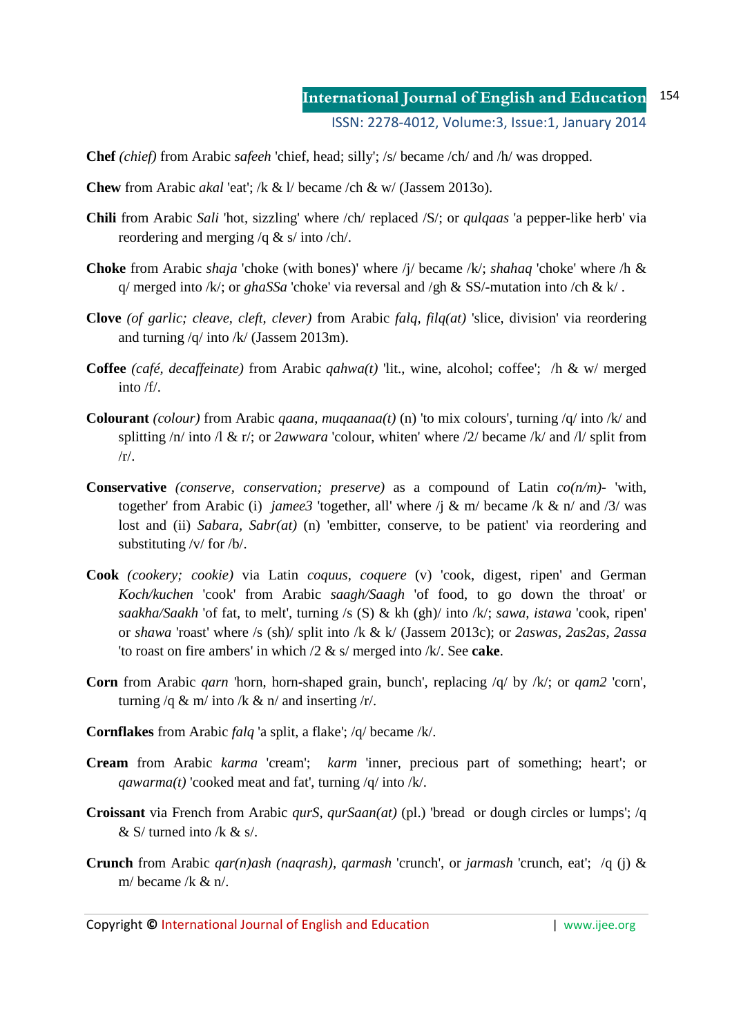**Chef** *(chief)* from Arabic *safeeh* 'chief, head; silly'; /s/ became /ch/ and /h/ was dropped.

**Chew** from Arabic *akal* 'eat'; /k & l/ became /ch & w/ (Jassem 2013o).

**Chili** from Arabic *Sali* 'hot, sizzling' where /ch/ replaced /S/; or *qulqaas* 'a pepper-like herb' via reordering and merging /q & s/ into /ch/.

**Choke** from Arabic *shaja* 'choke (with bones)' where /j/ became /k/; *shahaq* 'choke' where /h & q/ merged into /k/; or *ghaSSa* 'choke' via reversal and /gh & SS/-mutation into /ch & k/ .

**Clove** *(of garlic; cleave, cleft, clever)* from Arabic *falq, filq(at)* 'slice, division' via reordering and turning /q/ into /k/ (Jassem 2013m).

**Coffee** *(café, decaffeinate)* from Arabic *qahwa(t)* 'lit., wine, alcohol; coffee'; /h & w/ merged into /f/.

**Colourant** *(colour)* from Arabic *qaana, muqaanaa(t)* (n) 'to mix colours', turning /q/ into /k/ and splitting /n/ into /l & r/; or *2awwara* 'colour, whiten' where /2/ became /k/ and /l/ split from /r/.

**Conservative** *(conserve, conservation; preserve)* as a compound of Latin *co(n/m)-* 'with, together' from Arabic (i) *jamee3* 'together, all' where /j & m/ became /k & n/ and /3/ was lost and (ii) *Sabara, Sabr(at)* (n) 'embitter, conserve, to be patient' via reordering and substituting /v/ for /b/.

**Cook** *(cookery; cookie)* via Latin *coquus, coquere* (v) 'cook, digest, ripen' and German *Koch/kuchen* 'cook' from Arabic *saagh/Saagh* 'of food, to go down the throat' or *saakha/Saakh* 'of fat, to melt', turning /s (S) & kh (gh)/ into /k/; *sawa, istawa* 'cook, ripen' or *shawa* 'roast' where /s (sh)/ split into /k & k/ (Jassem 2013c); or *2aswas, 2as2as, 2assa* 'to roast on fire ambers' in which /2 & s/ merged into /k/. See **cake**.

**Corn** from Arabic *qarn* 'horn, horn-shaped grain, bunch', replacing /q/ by /k/; or *qam2* 'corn', turning /q & m/ into /k & n/ and inserting /r/.

**Cornflakes** from Arabic *falq* 'a split, a flake'; /q/ became /k/.

**Cream** from Arabic *karma* 'cream'; *karm* 'inner, precious part of something; heart'; or *qawarma(t)* 'cooked meat and fat', turning /q/ into /k/.

**Croissant** via French from Arabic *qurS, qurSaan(at)* (pl.) 'bread or dough circles or lumps'; /q & S/ turned into /k & s/.

**Crunch** from Arabic *qar(n)ash (naqrash), qarmash* 'crunch', or *jarmash* 'crunch, eat'; /q (j) & m/ became /k & n/.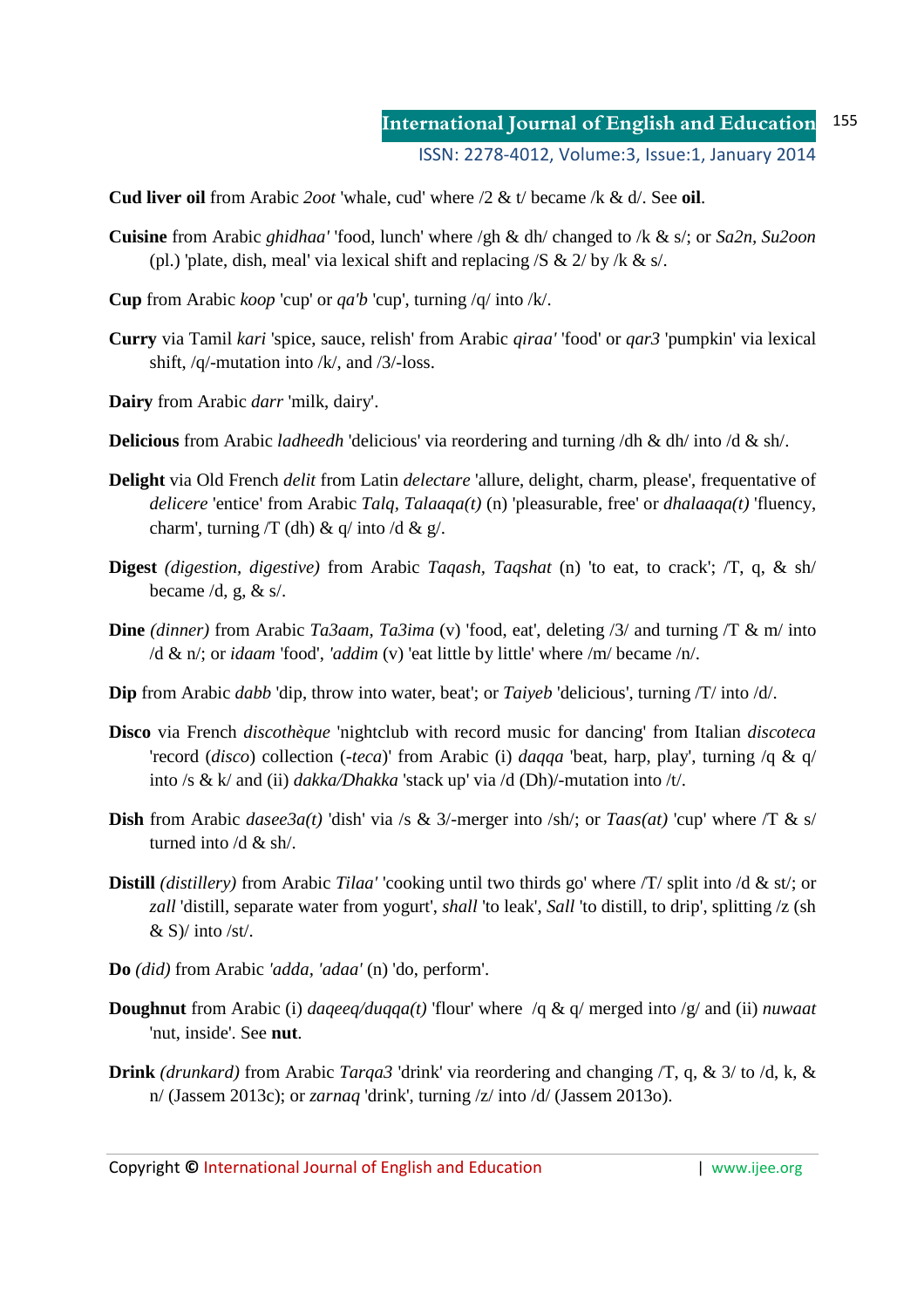**Cud liver oil** from Arabic *2oot* 'whale, cud' where /2 & t/ became /k & d/. See **oil**.

**Cuisine** from Arabic *ghidhaa'* 'food, lunch' where /gh & dh/ changed to /k & s/; or *Sa2n, Su2oon* (pl.) 'plate, dish, meal' via lexical shift and replacing /S & 2/ by /k & s/.

**Cup** from Arabic *koop* 'cup' or *qa'b* 'cup', turning /q/ into /k/.

**Curry** via Tamil *kari* 'spice, sauce, relish' from Arabic *qiraa'* 'food' or *qar3* 'pumpkin' via lexical shift, /q/-mutation into /k/, and /3/-loss.

**Dairy** from Arabic *darr* 'milk, dairy'.

**Delicious** from Arabic *ladheedh* 'delicious' via reordering and turning /dh & dh/ into /d & sh/.

**Delight** via Old French *delit* from Latin *delectare* 'allure, delight, charm, please', frequentative of *delicere* 'entice' from Arabic *Talq, Talaaqa(t)* (n) 'pleasurable, free' or *dhalaaqa(t)* 'fluency, charm', turning /T (dh) & q/ into /d & g/.

**Digest** *(digestion, digestive)* from Arabic *Taqash, Taqshat* (n) 'to eat, to crack'; /T, q, & sh/ became /d, g, & s/.

**Dine** *(dinner)* from Arabic *Ta3aam, Ta3ima* (v) 'food, eat', deleting /3/ and turning /T & m/ into /d & n/; or *idaam* 'food', *'addim* (v) 'eat little by little' where /m/ became /n/.

**Dip** from Arabic *dabb* 'dip, throw into water, beat'; or *Taiyeb* 'delicious', turning /T/ into /d/.

**Disco** via French *discothèque* 'nightclub with record music for dancing' from Italian *discoteca* 'record (*disco*) collection (*-teca*)' from Arabic (i) *daqqa* 'beat, harp, play', turning /q & q/ into /s & k/ and (ii) *dakka/Dhakka* 'stack up' via /d (Dh)/-mutation into /t/.

**Dish** from Arabic *dasee3a(t)* 'dish' via /s & 3/-merger into /sh/; or *Taas(at)* 'cup' where /T & s/ turned into /d & sh/.

**Distill** *(distillery)* from Arabic *Tilaa'* 'cooking until two thirds go' where /T/ split into /d & st/; or *zall* 'distill, separate water from yogurt', *shall* 'to leak', *Sall* 'to distill, to drip', splitting /z (sh & S)/ into /st/.

**Do** *(did)* from Arabic *'adda, 'adaa'* (n) 'do, perform'.

**Doughnut** from Arabic (i) *daqeeq/duqqa(t)* 'flour' where /q & q/ merged into /g/ and (ii) *nuwaat* 'nut, inside'. See **nut**.

**Drink** *(drunkard)* from Arabic *Tarqa3* 'drink' via reordering and changing /T, q, & 3/ to /d, k, & n/ (Jassem 2013c); or *zarnaq* 'drink', turning /z/ into /d/ (Jassem 2013o).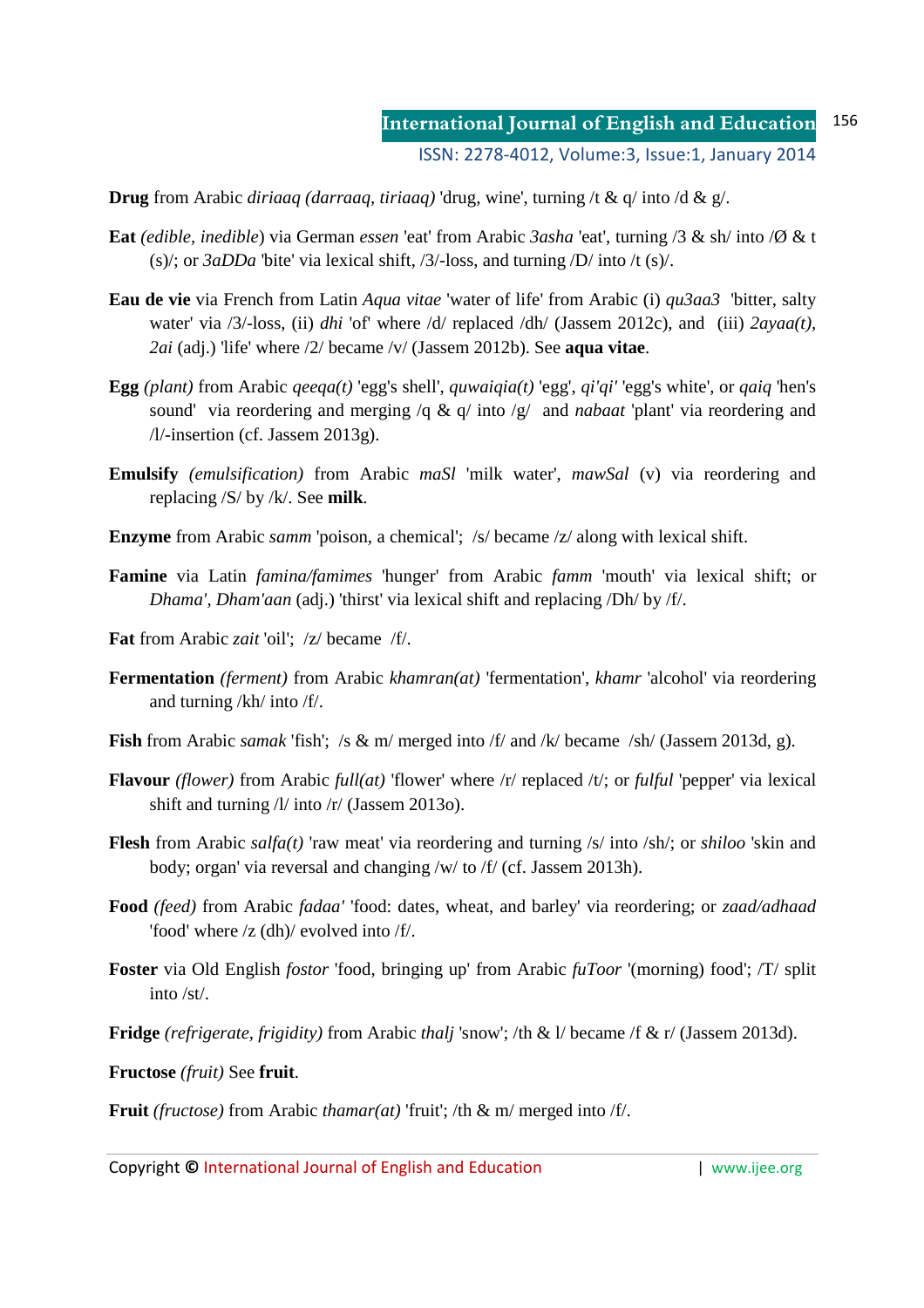**Drug** from Arabic *diriaaq (darraaq, tiriaaq)* 'drug, wine', turning /t & q/ into /d & g/.

**Eat** *(edible, inedible*) via German *essen* 'eat' from Arabic *3asha* 'eat', turning /3 & sh/ into /Ø & t (s)/; or *3aDDa* 'bite' via lexical shift, /3/-loss, and turning /D/ into /t (s)/.

**Eau de vie** via French from Latin *Aqua vitae* 'water of life' from Arabic (i) *qu3aa3* 'bitter, salty water' via /3/-loss, (ii) *dhi* 'of' where /d/ replaced /dh/ (Jassem 2012c), and (iii) *2ayaa(t), 2ai* (adj.) 'life' where /2/ became /v/ (Jassem 2012b). See **aqua vitae**.

**Egg** *(plant)* from Arabic *qeeqa(t)* 'egg's shell', *quwaiqia(t)* 'egg', *qi'qi'* 'egg's white', or *qaiq* 'hen's sound' via reordering and merging /q & q/ into /g/ and *nabaat* 'plant' via reordering and /l/-insertion (cf. Jassem 2013g).

**Emulsify** *(emulsification)* from Arabic *maSl* 'milk water', *mawSal* (v) via reordering and replacing /S/ by /k/. See **milk**.

**Enzyme** from Arabic *samm* 'poison, a chemical'; /s/ became /z/ along with lexical shift.

**Famine** via Latin *famina/famimes* 'hunger' from Arabic *famm* 'mouth' via lexical shift; or *Dhama', Dham'aan* (adj.) 'thirst' via lexical shift and replacing /Dh/ by /f/.

**Fat** from Arabic *zait* 'oil'; /z/ became /f/.

**Fermentation** *(ferment)* from Arabic *khamran(at)* 'fermentation', *khamr* 'alcohol' via reordering and turning /kh/ into /f/.

**Fish** from Arabic *samak* 'fish'; /s & m/ merged into /f/ and /k/ became /sh/ (Jassem 2013d, g).

**Flavour** *(flower)* from Arabic *full(at)* 'flower' where /r/ replaced /t/; or *fulful* 'pepper' via lexical shift and turning /l/ into /r/ (Jassem 2013o).

**Flesh** from Arabic *salfa(t)* 'raw meat' via reordering and turning /s/ into /sh/; or *shiloo* 'skin and body; organ' via reversal and changing /w/ to /f/ (cf. Jassem 2013h).

**Food** *(feed)* from Arabic *fadaa'* 'food: dates, wheat, and barley' via reordering; or *zaad/adhaad* 'food' where /z (dh)/ evolved into /f/.

**Foster** via Old English *fostor* 'food, bringing up' from Arabic *fuToor* '(morning) food'; /T/ split into /st/.

**Fridge** *(refrigerate, frigidity)* from Arabic *thalj* 'snow'; /th & l/ became /f & r/ (Jassem 2013d).

**Fructose** *(fruit)* See **fruit**.

**Fruit** *(fructose)* from Arabic *thamar(at)* 'fruit'; /th & m/ merged into /f/.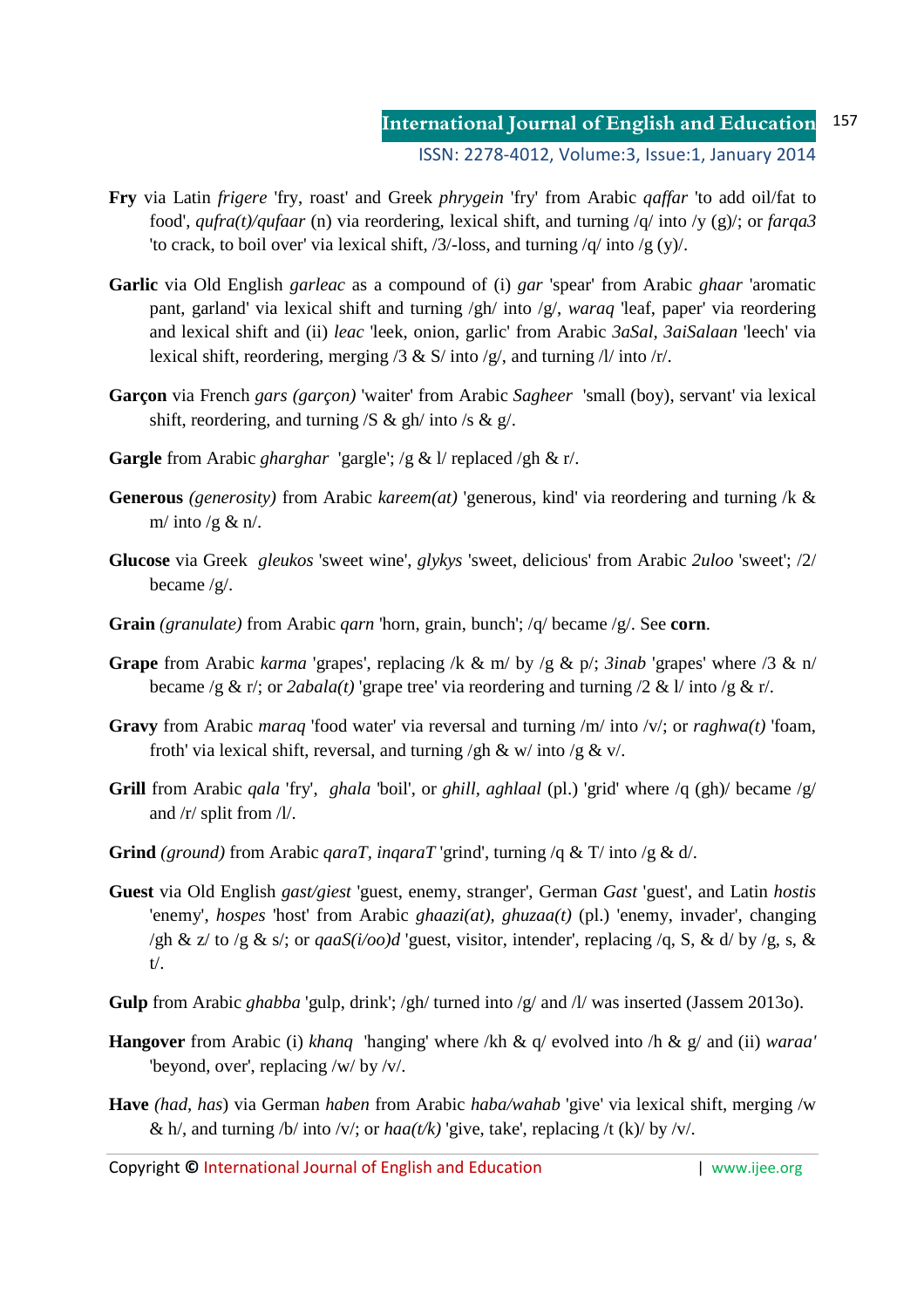**Fry** via Latin *frigere* 'fry, roast' and Greek *phrygein* 'fry' from Arabic *qaffar* 'to add oil/fat to food', *qufra(t)/qufaar* (n) via reordering, lexical shift, and turning /q/ into /y (g)/; or *farqa3* 'to crack, to boil over' via lexical shift, /3/-loss, and turning /q/ into /g (y)/.

**Garlic** via Old English *garleac* as a compound of (i) *gar* 'spear' from Arabic *ghaar* 'aromatic pant, garland' via lexical shift and turning /gh/ into /g/, *waraq* 'leaf, paper' via reordering and lexical shift and (ii) *leac* 'leek, onion, garlic' from Arabic *3aSal*, *3aiSalaan* 'leech' via lexical shift, reordering, merging /3 & S/ into /g/, and turning /l/ into /r/.

**Garçon** via French *gars (garçon)* 'waiter' from Arabic *Sagheer* 'small (boy), servant' via lexical shift, reordering, and turning /S & gh/ into /s & g/.

**Gargle** from Arabic *gharghar* 'gargle'; /g & l/ replaced /gh & r/.

**Generous** *(generosity)* from Arabic *kareem(at)* 'generous, kind' via reordering and turning /k & m/ into /g & n/.

**Glucose** via Greek *gleukos* 'sweet wine', *glykys* 'sweet, delicious' from Arabic *2uloo* 'sweet'; /2/ became /g/.

**Grain** *(granulate)* from Arabic *qarn* 'horn, grain, bunch'; /q/ became /g/. See **corn**.

**Grape** from Arabic *karma* 'grapes', replacing /k & m/ by /g & p/; *3inab* 'grapes' where /3 & n/ became /g & r/; or *2abala(t)* 'grape tree' via reordering and turning /2 & l/ into /g & r/.

**Gravy** from Arabic *maraq* 'food water' via reversal and turning /m/ into /v/; or *raghwa(t)* 'foam, froth' via lexical shift, reversal, and turning /gh & w/ into /g & v/.

**Grill** from Arabic *qala* 'fry', *ghala* 'boil', or *ghill, aghlaal* (pl.) 'grid' where /q (gh)/ became /g/ and /r/ split from /l/.

**Grind** *(ground)* from Arabic *qaraT, inqaraT* 'grind', turning /q & T/ into /g & d/.

**Guest** via Old English *gast/giest* 'guest, enemy, stranger', German *Gast* 'guest', and Latin *hostis* 'enemy', *hospes* 'host' from Arabic *ghaazi(at), ghuzaa(t)* (pl.) 'enemy, invader', changing /gh & z/ to /g & s/; or *qaaS(i/oo)d* 'guest, visitor, intender', replacing /q, S, & d/ by /g, s, & t/.

**Gulp** from Arabic *ghabba* 'gulp, drink'; /gh/ turned into /g/ and /l/ was inserted (Jassem 2013o).

**Hangover** from Arabic (i) *khanq* 'hanging' where /kh & q/ evolved into /h & g/ and (ii) *waraa'* 'beyond, over', replacing /w/ by /v/.

**Have** *(had, has)* via German *haben* from Arabic *haba/wahab* 'give' via lexical shift, merging /w & h/, and turning /b/ into /v/; or *haa(t/k)* 'give, take', replacing /t (k)/ by /v/.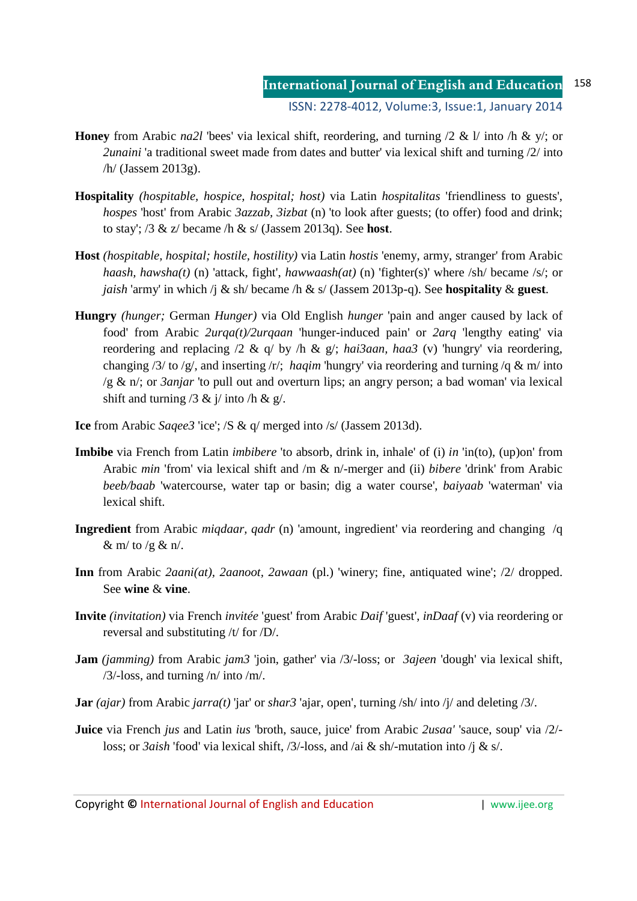**Honey** from Arabic *na2l* 'bees' via lexical shift, reordering, and turning /2 & l/ into /h & y/; or *2unaini* 'a traditional sweet made from dates and butter' via lexical shift and turning /2/ into /h/ (Jassem 2013g).

**Hospitality** *(hospitable, hospice, hospital; host)* via Latin *hospitalitas* 'friendliness to guests', *hospes* 'host' from Arabic *3azzab, 3izbat* (n) 'to look after guests; (to offer) food and drink; to stay'; /3 & z/ became /h & s/ (Jassem 2013q). See **host**.

**Host** *(hospitable, hospital; hostile, hostility)* via Latin *hostis* 'enemy, army, stranger' from Arabic *haash, hawsha(t)* (n) 'attack, fight', *hawwaash(at)* (n) 'fighter(s)' where /sh/ became /s/; or *jaish* 'army' in which /j & sh/ became /h & s/ (Jassem 2013p-q). See **hospitality** & **guest**.

**Hungry** *(hunger;* German *Hunger)* via Old English *hunger* 'pain and anger caused by lack of food' from Arabic *2urqa(t)/2urqaan* 'hunger-induced pain' or *2arq* 'lengthy eating' via reordering and replacing /2 & q/ by /h & g/; *hai3aan, haa3* (v) 'hungry' via reordering, changing /3/ to /g/, and inserting /r/; *haqim* 'hungry' via reordering and turning /q & m/ into /g & n/; or *3anjar* 'to pull out and overturn lips; an angry person; a bad woman' via lexical shift and turning /3 & j/ into /h & g/.

**Ice** from Arabic *Saqee3* 'ice'; /S & q/ merged into /s/ (Jassem 2013d).

**Imbibe** via French from Latin *imbibere* 'to absorb, drink in, inhale' of (i) *in* 'in(to), (up)on' from Arabic *min* 'from' via lexical shift and /m & n/-merger and (ii) *bibere* 'drink' from Arabic *beeb/baab* 'watercourse, water tap or basin; dig a water course', *baiyaab* 'waterman' via lexical shift.

**Ingredient** from Arabic *miqdaar, qadr* (n) 'amount, ingredient' via reordering and changing /q & m/ to /g & n/.

**Inn** from Arabic *2aani(at), 2aanoot, 2awaan* (pl.) 'winery; fine, antiquated wine'; /2/ dropped. See **wine** & **vine**.

**Invite** *(invitation)* via French *invitée* 'guest' from Arabic *Daif* 'guest', *inDaaf* (v) via reordering or reversal and substituting /t/ for /D/.

**Jam** *(jamming)* from Arabic *jam3* 'join, gather' via /3/-loss; or *3ajeen* 'dough' via lexical shift, /3/-loss, and turning /n/ into /m/.

**Jar** *(ajar)* from Arabic *jarra(t)* 'jar' or *shar3* 'ajar, open', turning /sh/ into /j/ and deleting /3/.

**Juice** via French *jus* and Latin *ius* 'broth, sauce, juice' from Arabic *2usaa'* 'sauce, soup' via /2/-loss; or *3aish* 'food' via lexical shift, /3/-loss, and /ai & sh/-mutation into /j & s/.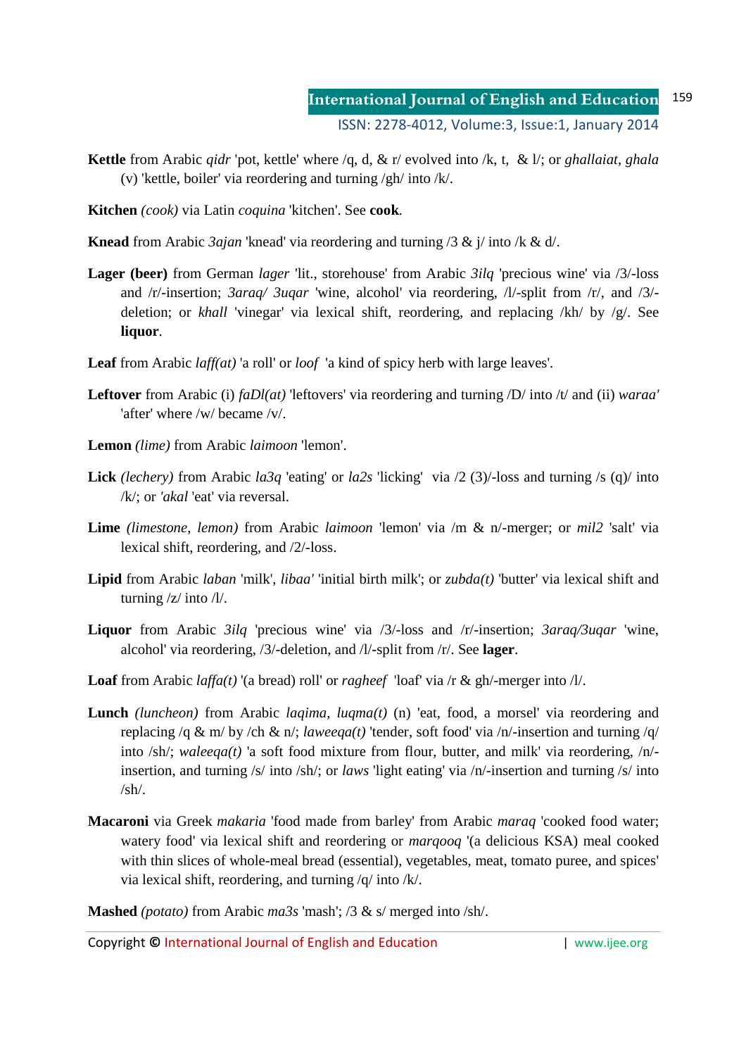**Kettle** from Arabic *qidr* 'pot, kettle' where /q, d, & r/ evolved into /k, t, & l/; or *ghallaiat*, *ghala* (v) 'kettle, boiler' via reordering and turning /gh/ into /k/.

**Kitchen** *(cook)* via Latin *coquina* 'kitchen'. See **cook**.

**Knead** from Arabic *3ajan* 'knead' via reordering and turning /3 & j/ into /k & d/.

**Lager (beer)** from German *lager* 'lit., storehouse' from Arabic *3ilq* 'precious wine' via /3/-loss and /r/-insertion; *3araq/ 3uqar* 'wine, alcohol' via reordering, /l/-split from /r/, and /3/-deletion; or *khall* 'vinegar' via lexical shift, reordering, and replacing /kh/ by /g/. See **liquor**.

**Leaf** from Arabic *laff(at)* 'a roll' or *loof* 'a kind of spicy herb with large leaves'.

**Leftover** from Arabic (i) *faDl(at)* 'leftovers' via reordering and turning /D/ into /t/ and (ii) *waraa'* 'after' where /w/ became /v/.

**Lemon** *(lime)* from Arabic *laimoon* 'lemon'.

**Lick** *(lechery)* from Arabic *la3q* 'eating' or *la2s* 'licking' via /2 (3)/-loss and turning /s (q)/ into /k/; or *'akal* 'eat' via reversal.

**Lime** *(limestone, lemon)* from Arabic *laimoon* 'lemon' via /m & n/-merger; or *mil2* 'salt' via lexical shift, reordering, and /2/-loss.

**Lipid** from Arabic *laban* 'milk', *libaa'* 'initial birth milk'; or *zubda(t)* 'butter' via lexical shift and turning /z/ into /l/.

**Liquor** from Arabic *3ilq* 'precious wine' via /3/-loss and /r/-insertion; *3araq/3uqar* 'wine, alcohol' via reordering, /3/-deletion, and /l/-split from /r/. See **lager**.

**Loaf** from Arabic *laffa(t)* '(a bread) roll' or *ragheef* 'loaf' via /r & gh/-merger into /l/.

**Lunch** *(luncheon)* from Arabic *laqima, luqma(t)* (n) 'eat, food, a morsel' via reordering and replacing /q & m/ by /ch & n/; *laweeqa(t)* 'tender, soft food' via /n/-insertion and turning /q/ into /sh/; *waleeqa(t)* 'a soft food mixture from flour, butter, and milk' via reordering, /n/-insertion, and turning /s/ into /sh/; or *laws* 'light eating' via /n/-insertion and turning /s/ into /sh/.

**Macaroni** via Greek *makaria* 'food made from barley' from Arabic *maraq* 'cooked food water; watery food' via lexical shift and reordering or *marqooq* '(a delicious KSA) meal cooked with thin slices of whole-meal bread (essential), vegetables, meat, tomato puree, and spices' via lexical shift, reordering, and turning /q/ into /k/.

**Mashed** *(potato)* from Arabic *ma3s* 'mash'; /3 & s/ merged into /sh/.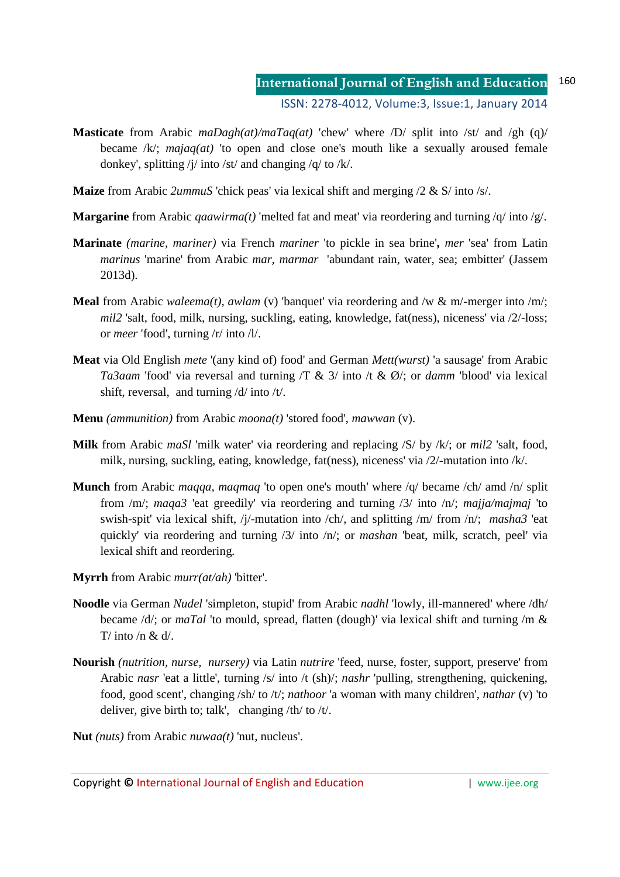**Masticate** from Arabic *maDagh(at)/maTaq(at)* 'chew' where /D/ split into /st/ and /gh (q)/ became /k/; *majaq(at)* 'to open and close one's mouth like a sexually aroused female donkey', splitting /j/ into /st/ and changing /q/ to /k/.

**Maize** from Arabic *2ummuS* 'chick peas' via lexical shift and merging /2 & S/ into /s/.

**Margarine** from Arabic *qaawirma(t)* 'melted fat and meat' via reordering and turning /q/ into /g/.

**Marinate** *(marine, mariner)* via French *mariner* 'to pickle in sea brine'**,** *mer* 'sea' from Latin *marinus* 'marine' from Arabic *mar, marmar* 'abundant rain, water, sea; embitter' (Jassem 2013d).

**Meal** from Arabic *waleema(t), awlam* (v) 'banquet' via reordering and /w & m/-merger into /m/; *mil2* 'salt, food, milk, nursing, suckling, eating, knowledge, fat(ness), niceness' via /2/-loss; or *meer* 'food', turning /r/ into /l/.

**Meat** via Old English *mete* '(any kind of) food' and German *Mett(wurst)* 'a sausage' from Arabic *Ta3aam* 'food' via reversal and turning /T & 3/ into /t & Ø/; or *damm* 'blood' via lexical shift, reversal, and turning /d/ into /t/.

**Menu** *(ammunition)* from Arabic *moona(t)* 'stored food', *mawwan* (v).

**Milk** from Arabic *maSl* 'milk water' via reordering and replacing /S/ by /k/; or *mil2* 'salt, food, milk, nursing, suckling, eating, knowledge, fat(ness), niceness' via /2/-mutation into /k/.

**Munch** from Arabic *maqqa, maqmaq* 'to open one's mouth' where /q/ became /ch/ amd /n/ split from /m/; *maqa3* 'eat greedily' via reordering and turning /3/ into /n/; *majja/majmaj* 'to swish-spit' via lexical shift, /j/-mutation into /ch/, and splitting /m/ from /n/; *masha3* 'eat quickly' via reordering and turning /3/ into /n/; or *mashan* 'beat, milk, scratch, peel' via lexical shift and reordering.

**Myrrh** from Arabic *murr(at/ah)* 'bitter'.

**Noodle** via German *Nudel* 'simpleton, stupid' from Arabic *nadhl* 'lowly, ill-mannered' where /dh/ became /d/; or *maTal* 'to mould, spread, flatten (dough)' via lexical shift and turning /m & T/ into /n & d/.

**Nourish** *(nutrition, nurse, nursery)* via Latin *nutrire* 'feed, nurse, foster, support, preserve' from Arabic *nasr* 'eat a little', turning /s/ into /t (sh)/; *nashr* 'pulling, strengthening, quickening, food, good scent', changing /sh/ to /t/; *nathoor* 'a woman with many children', *nathar* (v) 'to deliver, give birth to; talk', changing /th/ to /t/.

**Nut** *(nuts)* from Arabic *nuwaa(t)* 'nut, nucleus'.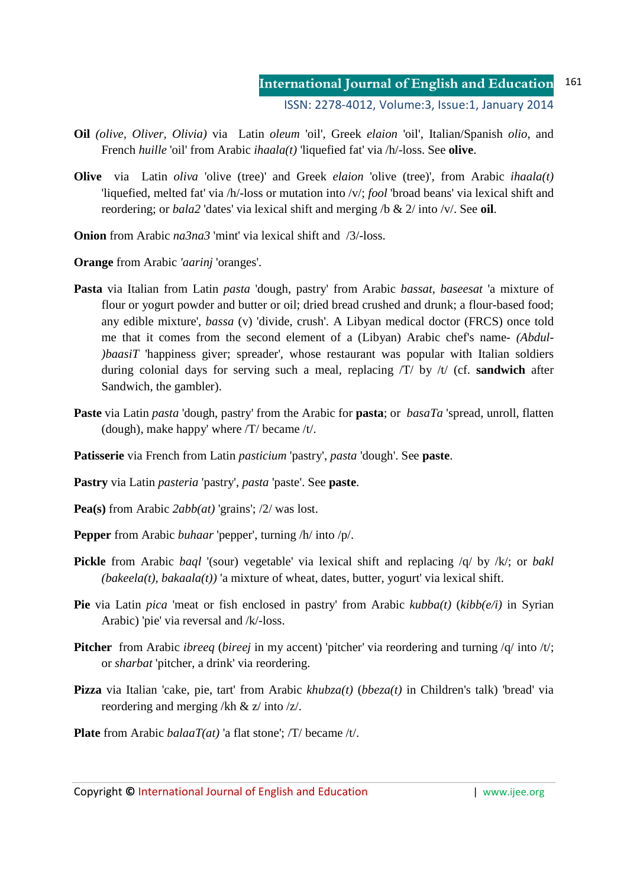**Oil** *(olive, Oliver, Olivia)* via Latin *oleum* 'oil', Greek *elaion* 'oil', Italian/Spanish *olio*, and French *huille* 'oil' from Arabic *ihaala(t)* 'liquefied fat' via /h/-loss. See **olive**.

**Olive** via Latin *oliva* 'olive (tree)' and Greek *elaion* 'olive (tree)', from Arabic *ihaala(t)* 'liquefied, melted fat' via /h/-loss or mutation into /v/; *fool* 'broad beans' via lexical shift and reordering; or *bala2* 'dates' via lexical shift and merging /b & 2/ into /v/. See **oil**.

**Onion** from Arabic *na3na3* 'mint' via lexical shift and /3/-loss.

**Orange** from Arabic *'aarinj* 'oranges'.

**Pasta** via Italian from Latin *pasta* 'dough, pastry' from Arabic *bassat, baseesat* 'a mixture of flour or yogurt powder and butter or oil; dried bread crushed and drunk; a flour-based food; any edible mixture', *bassa* (v) 'divide, crush'. A Libyan medical doctor (FRCS) once told me that it comes from the second element of a (Libyan) Arabic chef's name- *(Abdul-)baasiT* 'happiness giver; spreader', whose restaurant was popular with Italian soldiers during colonial days for serving such a meal, replacing /T/ by /t/ (cf. **sandwich** after Sandwich, the gambler).

**Paste** via Latin *pasta* 'dough, pastry' from the Arabic for **pasta**; or *basaTa* 'spread, unroll, flatten (dough), make happy' where /T/ became /t/.

**Patisserie** via French from Latin *pasticium* 'pastry', *pasta* 'dough'. See **paste**.

**Pastry** via Latin *pasteria* 'pastry', *pasta* 'paste'. See **paste**.

**Pea(s)** from Arabic *2abb(at)* 'grains'; /2/ was lost.

**Pepper** from Arabic *buhaar* 'pepper', turning /h/ into /p/.

**Pickle** from Arabic *baql* '(sour) vegetable' via lexical shift and replacing /q/ by /k/; or *bakl (bakeela(t), bakaala(t))* 'a mixture of wheat, dates, butter, yogurt' via lexical shift.

**Pie** via Latin *pica* 'meat or fish enclosed in pastry' from Arabic *kubba(t)* (*kibb(e/i)* in Syrian Arabic) 'pie' via reversal and /k/-loss.

**Pitcher** from Arabic *ibreeq* (*bireej* in my accent) 'pitcher' via reordering and turning /q/ into /t/; or *sharbat* 'pitcher, a drink' via reordering.

**Pizza** via Italian 'cake, pie, tart' from Arabic *khubza(t)* (*bbeza(t)* in Children's talk) 'bread' via reordering and merging /kh & z/ into /z/.

**Plate** from Arabic *balaaT(at)* 'a flat stone'; /T/ became /t/.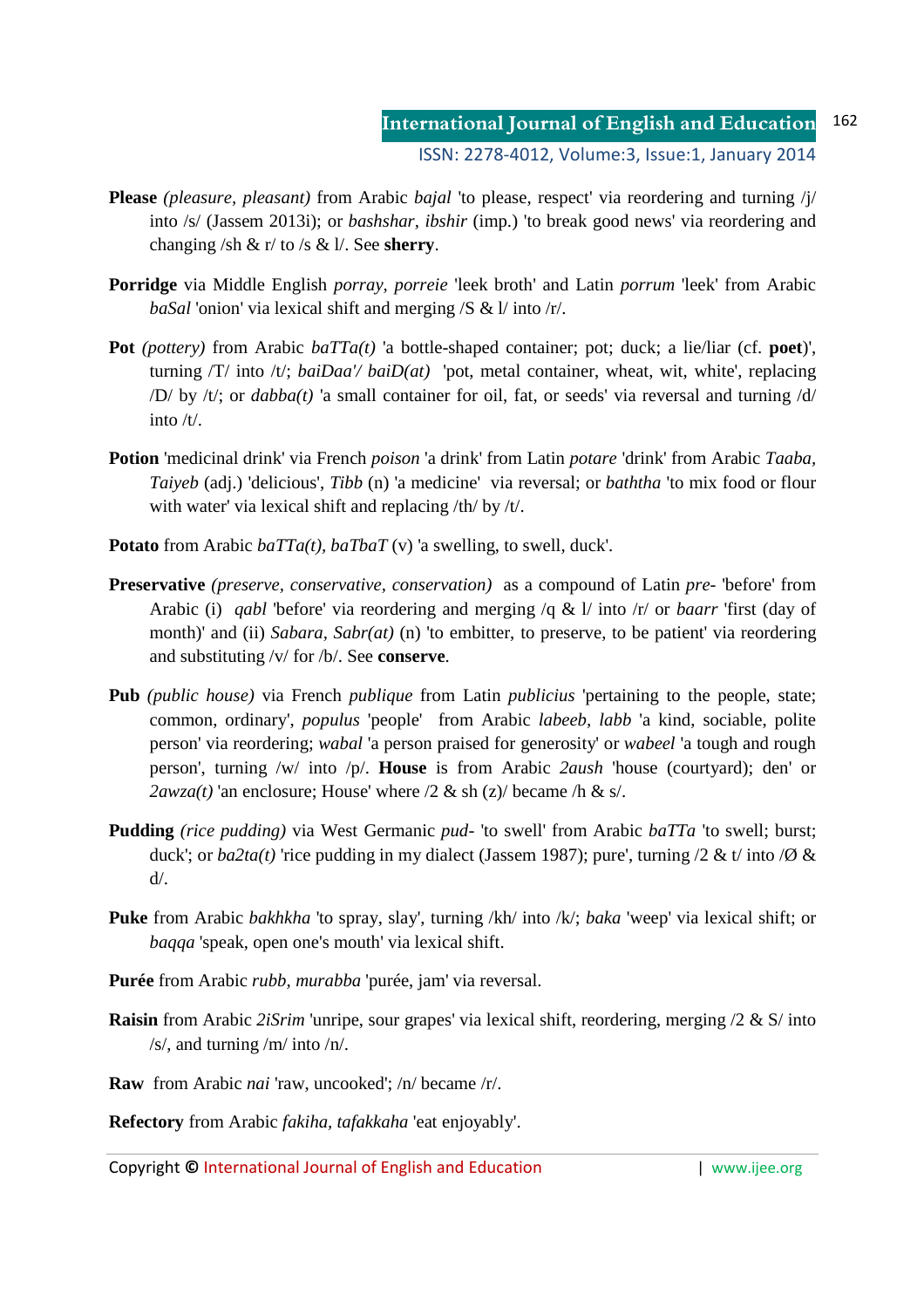**Please** *(pleasure, pleasant)* from Arabic *bajal* 'to please, respect' via reordering and turning /j/ into /s/ (Jassem 2013i); or *bashshar, ibshir* (imp.) 'to break good news' via reordering and changing /sh & r/ to /s & l/. See **sherry**.

**Porridge** via Middle English *porray, porreie* 'leek broth' and Latin *porrum* 'leek' from Arabic *baSal* 'onion' via lexical shift and merging /S & l/ into /r/.

**Pot** *(pottery)* from Arabic *baTTa(t)* 'a bottle-shaped container; pot; duck; a lie/liar (cf. **poet**)', turning /T/ into /t/; *baiDaa'/ baiD(at)* 'pot, metal container, wheat, wit, white', replacing /D/ by /t/; or *dabba(t)* 'a small container for oil, fat, or seeds' via reversal and turning /d/ into /t/.

**Potion** 'medicinal drink' via French *poison* 'a drink' from Latin *potare* 'drink' from Arabic *Taaba, Taiyeb* (adj.) 'delicious', *Tibb* (n) 'a medicine' via reversal; or *baththa* 'to mix food or flour with water' via lexical shift and replacing /th/ by /t/.

**Potato** from Arabic *baTTa(t), baTbaT* (v) 'a swelling, to swell, duck'.

**Preservative** *(preserve, conservative, conservation)* as a compound of Latin *pre-* 'before' from Arabic (i) *qabl* 'before' via reordering and merging /q & l/ into /r/ or *baarr* 'first (day of month)' and (ii) *Sabara, Sabr(at)* (n) 'to embitter, to preserve, to be patient' via reordering and substituting /v/ for /b/. See **conserve**.

**Pub** *(public house)* via French *publique* from Latin *publicius* 'pertaining to the people, state; common, ordinary', *populus* 'people' from Arabic *labeeb, labb* 'a kind, sociable, polite person' via reordering; *wabal* 'a person praised for generosity' or *wabeel* 'a tough and rough person', turning /w/ into /p/. **House** is from Arabic *2aush* 'house (courtyard); den' or *2awza(t)* 'an enclosure; House' where /2 & sh (z)/ became /h & s/.

**Pudding** *(rice pudding)* via West Germanic *pud-* 'to swell' from Arabic *baTTa* 'to swell; burst; duck'; or *ba2ta(t)* 'rice pudding in my dialect (Jassem 1987); pure', turning /2 & t/ into /Ø & d/.

**Puke** from Arabic *bakhkha* 'to spray, slay', turning /kh/ into /k/; *baka* 'weep' via lexical shift; or *baqqa* 'speak, open one's mouth' via lexical shift.

**Purée** from Arabic *rubb, murabba* 'purée, jam' via reversal.

**Raisin** from Arabic *2iSrim* 'unripe, sour grapes' via lexical shift, reordering, merging /2 & S/ into /s/, and turning /m/ into /n/.

**Raw** from Arabic *nai* 'raw, uncooked'; /n/ became /r/.

**Refectory** from Arabic *fakiha, tafakkaha* 'eat enjoyably'.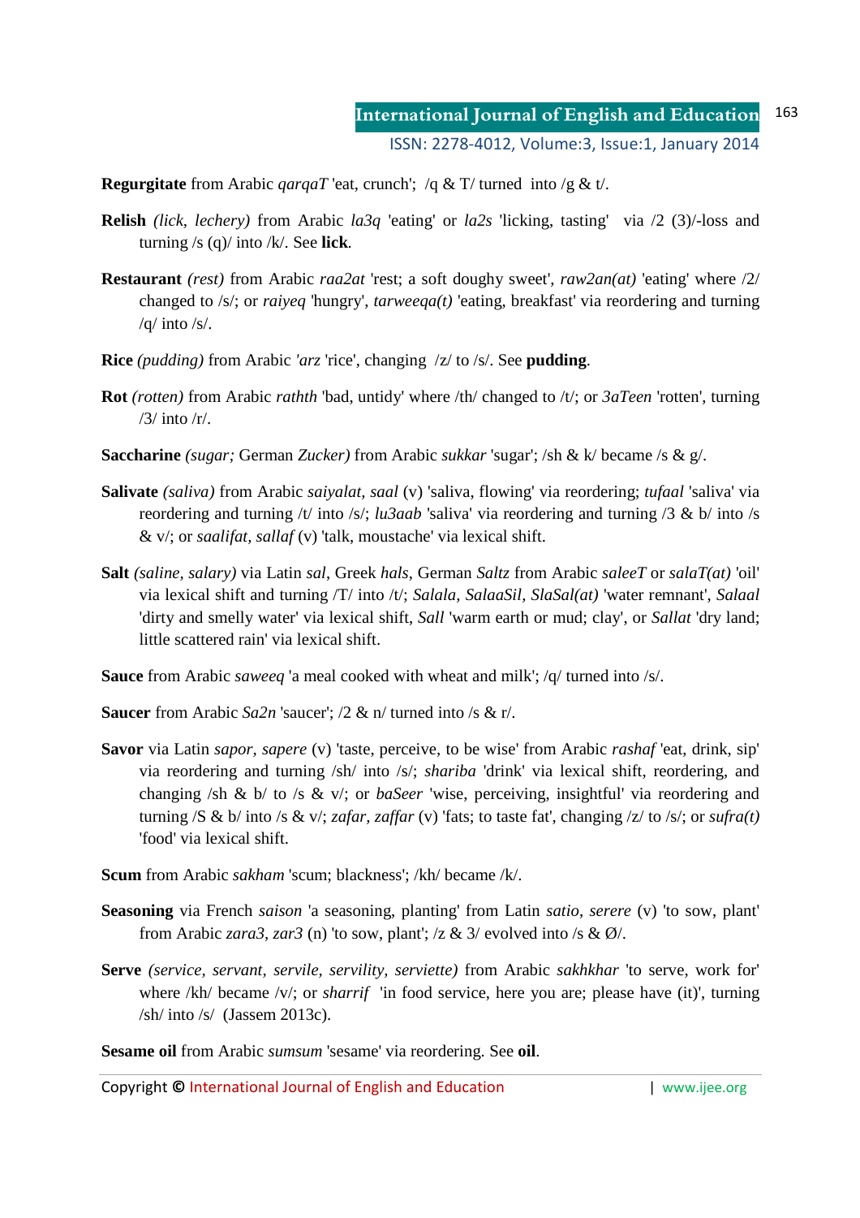**Regurgitate** from Arabic *qarqaT* 'eat, crunch'; /q & T/ turned into /g & t/.

**Relish** *(lick, lechery)* from Arabic *la3q* 'eating' or *la2s* 'licking, tasting' via /2 (3)/-loss and turning /s (q)/ into /k/. See **lick**.

**Restaurant** *(rest)* from Arabic *raa2at* 'rest; a soft doughy sweet', *raw2an(at)* 'eating' where /2/ changed to /s/; or *raiyeq* 'hungry', *tarweeqa(t)* 'eating, breakfast' via reordering and turning /q/ into /s/.

**Rice** *(pudding)* from Arabic *'arz* 'rice', changing /z/ to /s/. See **pudding**.

**Rot** *(rotten)* from Arabic *rathth* 'bad, untidy' where /th/ changed to /t/; or *3aTeen* 'rotten', turning /3/ into /r/.

**Saccharine** *(sugar;* German *Zucker)* from Arabic *sukkar* 'sugar'; /sh & k/ became /s & g/.

**Salivate** *(saliva)* from Arabic *saiyalat, saal* (v) 'saliva, flowing' via reordering; *tufaal* 'saliva' via reordering and turning /t/ into /s/; *lu3aab* 'saliva' via reordering and turning /3 & b/ into /s & v/; or *saalifat, sallaf* (v) 'talk, moustache' via lexical shift.

**Salt** *(saline, salary)* via Latin *sal*, Greek *hals*, German *Saltz* from Arabic *saleeT* or *salaT(at)* 'oil' via lexical shift and turning /T/ into /t/; *Salala, SalaaSil, SlaSal(at)* 'water remnant', *Salaal* 'dirty and smelly water' via lexical shift, *Sall* 'warm earth or mud; clay', or *Sallat* 'dry land; little scattered rain' via lexical shift.

**Sauce** from Arabic *saweeq* 'a meal cooked with wheat and milk'; /q/ turned into /s/.

**Saucer** from Arabic *Sa2n* 'saucer'; /2 & n/ turned into /s & r/.

**Savor** via Latin *sapor, sapere* (v) 'taste, perceive, to be wise' from Arabic *rashaf* 'eat, drink, sip' via reordering and turning /sh/ into /s/; *shariba* 'drink' via lexical shift, reordering, and changing /sh & b/ to /s & v/; or *baSeer* 'wise, perceiving, insightful' via reordering and turning /S & b/ into /s & v/; *zafar, zaffar* (v) 'fats; to taste fat', changing /z/ to /s/; or *sufra(t)* 'food' via lexical shift.

**Scum** from Arabic *sakham* 'scum; blackness'; /kh/ became /k/.

**Seasoning** via French *saison* 'a seasoning, planting' from Latin *satio, serere* (v) 'to sow, plant' from Arabic *zara3, zar3* (n) 'to sow, plant'; /z & 3/ evolved into /s & Ø/.

**Serve** *(service, servant, servile, servility, serviette)* from Arabic *sakhkhar* 'to serve, work for' where /kh/ became /v/; or *sharrif* 'in food service, here you are; please have (it)', turning /sh/ into /s/ (Jassem 2013c).

**Sesame oil** from Arabic *sumsum* 'sesame' via reordering. See **oil**.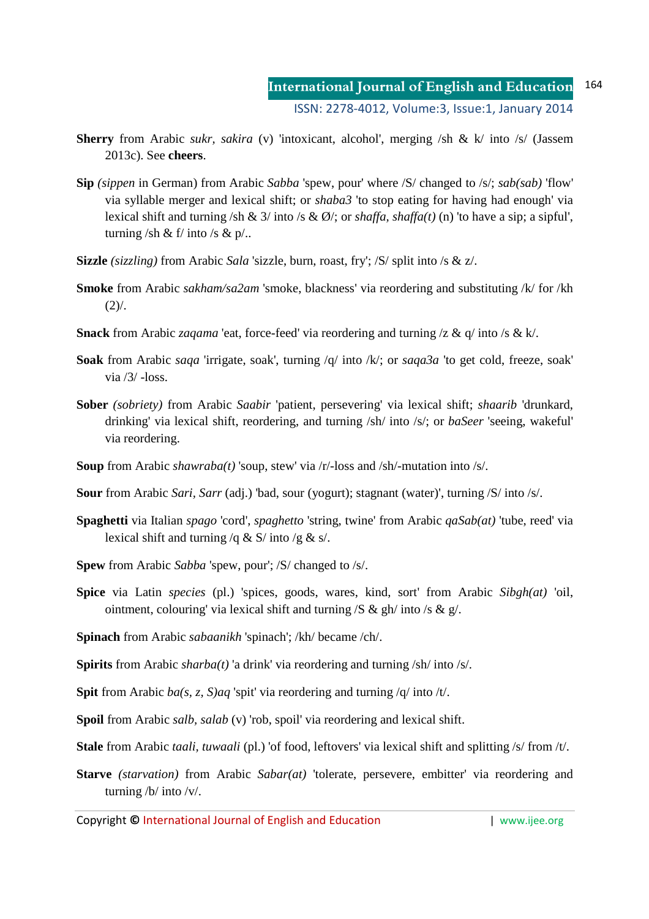**Sherry** from Arabic *sukr, sakira* (v) 'intoxicant, alcohol', merging /sh & k/ into /s/ (Jassem 2013c). See **cheers**.

**Sip** *(sippen* in German) from Arabic *Sabba* 'spew, pour' where /S/ changed to /s/; *sab(sab)* 'flow' via syllable merger and lexical shift; or *shaba3* 'to stop eating for having had enough' via lexical shift and turning /sh & 3/ into /s & Ø/; or *shaffa, shaffa(t)* (n) 'to have a sip; a sipful', turning /sh & f/ into /s & p/..

**Sizzle** *(sizzling)* from Arabic *Sala* 'sizzle, burn, roast, fry'; /S/ split into /s & z/.

**Smoke** from Arabic *sakham/sa2am* 'smoke, blackness' via reordering and substituting /k/ for /kh (2)/.

**Snack** from Arabic *zaqama* 'eat, force-feed' via reordering and turning /z & q/ into /s & k/.

**Soak** from Arabic *saqa* 'irrigate, soak', turning /q/ into /k/; or *saqa3a* 'to get cold, freeze, soak' via /3/ -loss.

**Sober** *(sobriety)* from Arabic *Saabir* 'patient, persevering' via lexical shift; *shaarib* 'drunkard, drinking' via lexical shift, reordering, and turning /sh/ into /s/; or *baSeer* 'seeing, wakeful' via reordering.

**Soup** from Arabic *shawraba(t)* 'soup, stew' via /r/-loss and /sh/-mutation into /s/.

**Sour** from Arabic *Sari, Sarr* (adj.) 'bad, sour (yogurt); stagnant (water)', turning /S/ into /s/.

**Spaghetti** via Italian *spago* 'cord', *spaghetto* 'string, twine' from Arabic *qaSab(at)* 'tube, reed' via lexical shift and turning /q & S/ into /g & s/.

**Spew** from Arabic *Sabba* 'spew, pour'; /S/ changed to /s/.

**Spice** via Latin *species* (pl.) 'spices, goods, wares, kind, sort' from Arabic *Sibgh(at)* 'oil, ointment, colouring' via lexical shift and turning /S & gh/ into /s & g/.

**Spinach** from Arabic *sabaanikh* 'spinach'; /kh/ became /ch/.

**Spirits** from Arabic *sharba(t)* 'a drink' via reordering and turning /sh/ into /s/.

**Spit** from Arabic *ba(s, z, S)aq* 'spit' via reordering and turning /q/ into /t/.

**Spoil** from Arabic *salb, salab* (v) 'rob, spoil' via reordering and lexical shift.

**Stale** from Arabic *taali, tuwaali* (pl.) 'of food, leftovers' via lexical shift and splitting /s/ from /t/.

**Starve** *(starvation)* from Arabic *Sabar(at)* 'tolerate, persevere, embitter' via reordering and turning /b/ into /v/.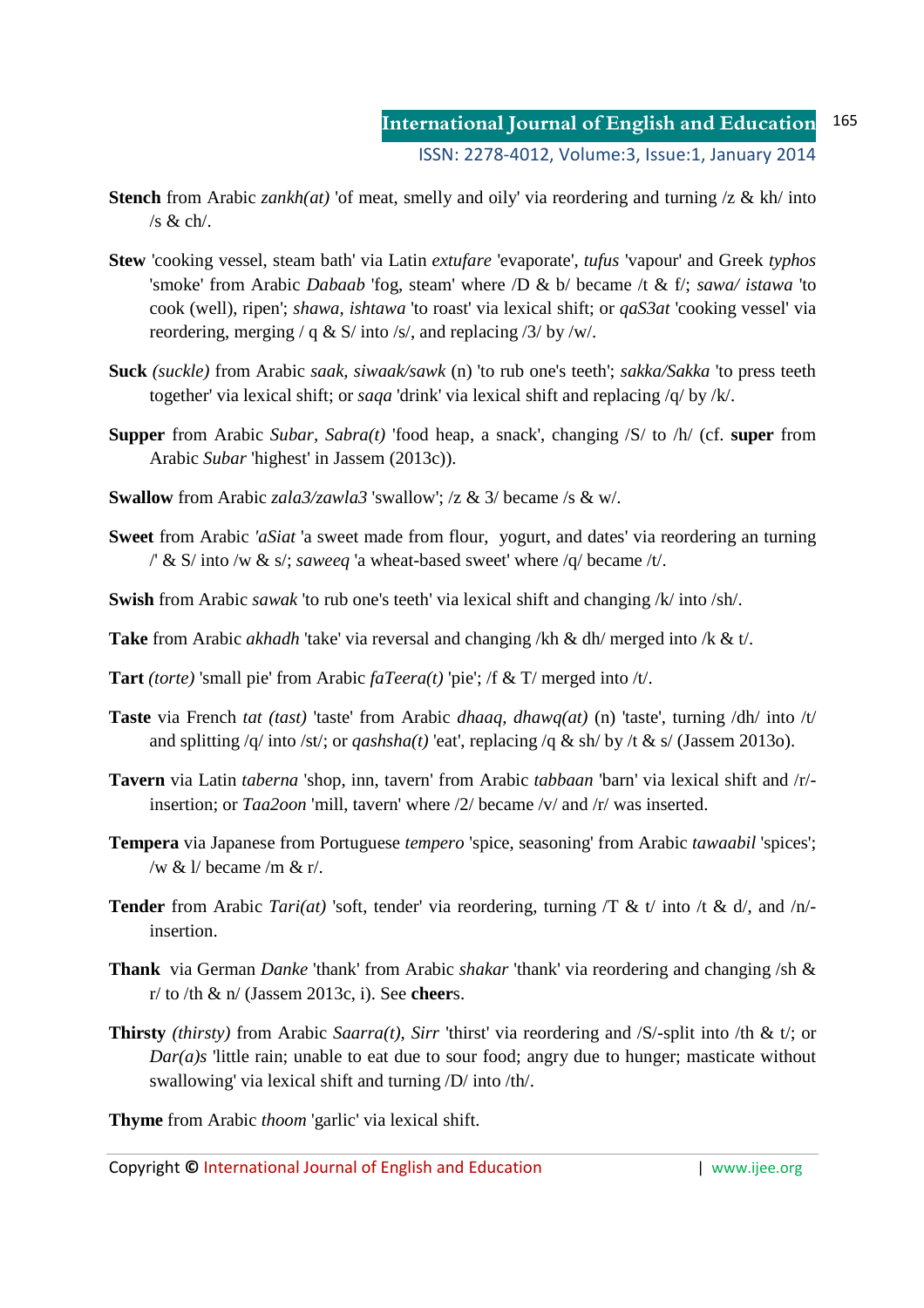**Stench** from Arabic *zankh(at)* 'of meat, smelly and oily' via reordering and turning /z & kh/ into /s & ch/.

**Stew** 'cooking vessel, steam bath' via Latin *extufare* 'evaporate', *tufus* 'vapour' and Greek *typhos* 'smoke' from Arabic *Dabaab* 'fog, steam' where /D & b/ became /t & f/; *sawa/ istawa* 'to cook (well), ripen'; *shawa, ishtawa* 'to roast' via lexical shift; or *qaS3at* 'cooking vessel' via reordering, merging / q & S/ into /s/, and replacing /3/ by /w/.

**Suck** *(suckle)* from Arabic *saak, siwaak/sawk* (n) 'to rub one's teeth'; *sakka/Sakka* 'to press teeth together' via lexical shift; or *saqa* 'drink' via lexical shift and replacing /q/ by /k/.

**Supper** from Arabic *Subar, Sabra(t)* 'food heap, a snack', changing /S/ to /h/ (cf. **super** from Arabic *Subar* 'highest' in Jassem (2013c)).

**Swallow** from Arabic *zala3/zawla3* 'swallow'; /z & 3/ became /s & w/.

**Sweet** from Arabic *'aSiat* 'a sweet made from flour, yogurt, and dates' via reordering an turning /' & S/ into /w & s/; *saweeq* 'a wheat-based sweet' where /q/ became /t/.

**Swish** from Arabic *sawak* 'to rub one's teeth' via lexical shift and changing /k/ into /sh/.

**Take** from Arabic *akhadh* 'take' via reversal and changing /kh & dh/ merged into /k & t/.

**Tart** *(torte)* 'small pie' from Arabic *faTeera(t)* 'pie'; /f & T/ merged into /t/.

**Taste** via French *tat (tast)* 'taste' from Arabic *dhaaq, dhawq(at)* (n) 'taste', turning /dh/ into /t/ and splitting /q/ into /st/; or *qashsha(t)* 'eat', replacing /q & sh/ by /t & s/ (Jassem 2013o).

**Tavern** via Latin *taberna* 'shop, inn, tavern' from Arabic *tabbaan* 'barn' via lexical shift and /r/-insertion; or *Taa2oon* 'mill, tavern' where /2/ became /v/ and /r/ was inserted.

**Tempera** via Japanese from Portuguese *tempero* 'spice, seasoning' from Arabic *tawaabil* 'spices'; /w & l/ became /m & r/.

**Tender** from Arabic *Tari(at)* 'soft, tender' via reordering, turning /T & t/ into /t & d/, and /n/-insertion.

**Thank** via German *Danke* 'thank' from Arabic *shakar* 'thank' via reordering and changing /sh & r/ to /th & n/ (Jassem 2013c, i). See **cheer**s.

**Thirsty** *(thirsty)* from Arabic *Saarra(t), Sirr* 'thirst' via reordering and /S/-split into /th & t/; or *Dar(a)s* 'little rain; unable to eat due to sour food; angry due to hunger; masticate without swallowing' via lexical shift and turning /D/ into /th/.

**Thyme** from Arabic *thoom* 'garlic' via lexical shift.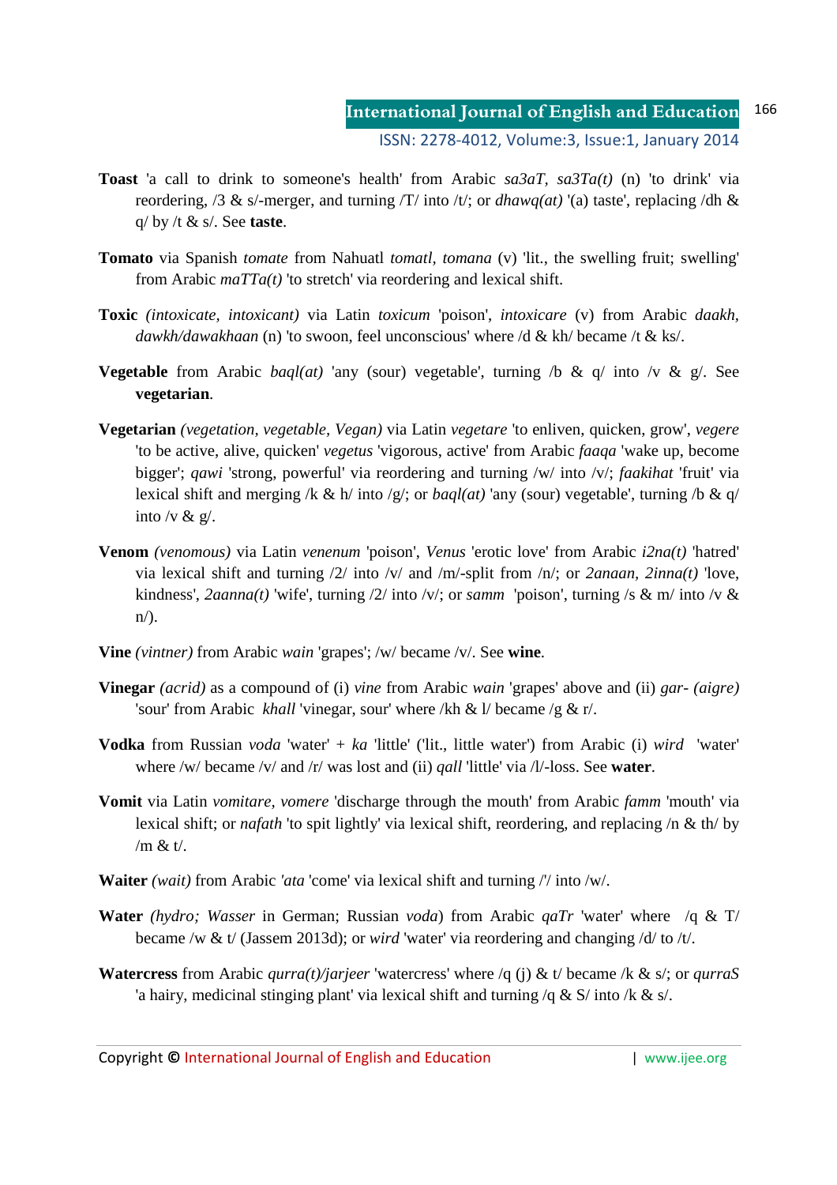**Toast** 'a call to drink to someone's health' from Arabic *sa3aT, sa3Ta(t)* (n) 'to drink' via reordering, /3 & s/-merger, and turning /T/ into /t/; or *dhawq(at)* '(a) taste', replacing /dh & q/ by /t & s/. See **taste**.

**Tomato** via Spanish *tomate* from Nahuatl *tomatl, tomana* (v) 'lit., the swelling fruit; swelling' from Arabic *maTTa(t)* 'to stretch' via reordering and lexical shift.

**Toxic** *(intoxicate, intoxicant)* via Latin *toxicum* 'poison', *intoxicare* (v) from Arabic *daakh, dawkh/dawakhaan* (n) 'to swoon, feel unconscious' where /d & kh/ became /t & ks/.

**Vegetable** from Arabic *baql(at)* 'any (sour) vegetable', turning /b & q/ into /v & g/. See **vegetarian**.

**Vegetarian** *(vegetation, vegetable, Vegan)* via Latin *vegetare* 'to enliven, quicken, grow', *vegere* 'to be active, alive, quicken' *vegetus* 'vigorous, active' from Arabic *faaqa* 'wake up, become bigger'; *qawi* 'strong, powerful' via reordering and turning /w/ into /v/; *faakihat* 'fruit' via lexical shift and merging /k & h/ into /g/; or *baql(at)* 'any (sour) vegetable', turning /b & q/ into /v & g/.

**Venom** *(venomous)* via Latin *venenum* 'poison', *Venus* 'erotic love' from Arabic *i2na(t)* 'hatred' via lexical shift and turning /2/ into /v/ and /m/-split from /n/; or *2anaan, 2inna(t)* 'love, kindness', *2aanna(t)* 'wife', turning /2/ into /v/; or *samm* 'poison', turning /s & m/ into /v & n/).

**Vine** *(vintner)* from Arabic *wain* 'grapes'; /w/ became /v/. See **wine**.

**Vinegar** *(acrid)* as a compound of (i) *vine* from Arabic *wain* 'grapes' above and (ii) *gar- (aigre)* 'sour' from Arabic *khall* 'vinegar, sour' where /kh & l/ became /g & r/.

**Vodka** from Russian *voda* 'water' + *ka* 'little' ('lit., little water') from Arabic (i) *wird* 'water' where /w/ became /v/ and /r/ was lost and (ii) *qall* 'little' via /l/-loss. See **water**.

**Vomit** via Latin *vomitare, vomere* 'discharge through the mouth' from Arabic *famm* 'mouth' via lexical shift; or *nafath* 'to spit lightly' via lexical shift, reordering, and replacing /n & th/ by /m & t/.

**Waiter** *(wait)* from Arabic *'ata* 'come' via lexical shift and turning /'/ into /w/.

**Water** *(hydro; Wasser* in German; Russian *voda*) from Arabic *qaTr* 'water' where /q & T/ became /w & t/ (Jassem 2013d); or *wird* 'water' via reordering and changing /d/ to /t/.

**Watercress** from Arabic *qurra(t)/jarjeer* 'watercress' where /q (j) & t/ became /k & s/; or *qurraS* 'a hairy, medicinal stinging plant' via lexical shift and turning /q & S/ into /k & s/.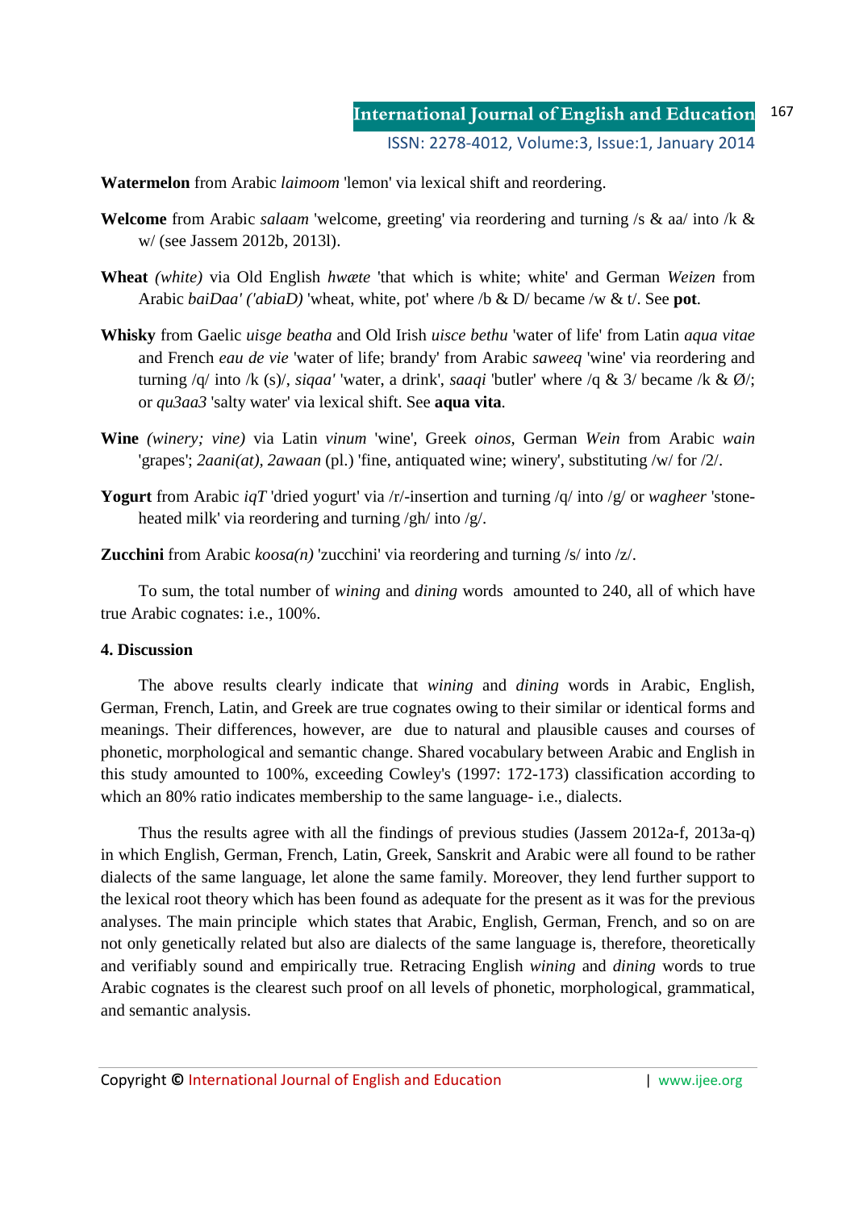**Watermelon** from Arabic *laimoom* 'lemon' via lexical shift and reordering.

**Welcome** from Arabic *salaam* 'welcome, greeting' via reordering and turning /s & aa/ into /k & w/ (see Jassem 2012b, 2013l).

**Wheat** *(white)* via Old English *hwæte* 'that which is white; white' and German *Weizen* from Arabic *baiDaa' ('abiaD)* 'wheat, white, pot' where /b & D/ became /w & t/. See **pot**.

**Whisky** from Gaelic *uisge beatha* and Old Irish *uisce bethu* 'water of life' from Latin *aqua vitae* and French *eau de vie* 'water of life; brandy' from Arabic *saweeq* 'wine' via reordering and turning /q/ into /k (s)/, *siqaa'* 'water, a drink', *saaqi* 'butler' where /q & 3/ became /k & Ø/; or *qu3aa3* 'salty water' via lexical shift. See **aqua vita**.

**Wine** *(winery; vine)* via Latin *vinum* 'wine', Greek *oinos*, German *Wein* from Arabic *wain* 'grapes'; *2aani(at)*, *2awaan* (pl.) 'fine, antiquated wine; winery', substituting /w/ for /2/.

**Yogurt** from Arabic *iqT* 'dried yogurt' via /r/-insertion and turning /q/ into /g/ or *wagheer* 'stone-heated milk' via reordering and turning /gh/ into /g/.

**Zucchini** from Arabic *koosa(n)* 'zucchini' via reordering and turning /s/ into /z/.

To sum, the total number of *wining* and *dining* words amounted to 240, all of which have true Arabic cognates: i.e., 100%.

## 4. Discussion

The above results clearly indicate that *wining* and *dining* words in Arabic, English, German, French, Latin, and Greek are true cognates owing to their similar or identical forms and meanings. Their differences, however, are due to natural and plausible causes and courses of phonetic, morphological and semantic change. Shared vocabulary between Arabic and English in this study amounted to 100%, exceeding Cowley's (1997: 172-173) classification according to which an 80% ratio indicates membership to the same language- i.e., dialects.

Thus the results agree with all the findings of previous studies (Jassem 2012a-f, 2013a-q) in which English, German, French, Latin, Greek, Sanskrit and Arabic were all found to be rather dialects of the same language, let alone the same family. Moreover, they lend further support to the lexical root theory which has been found as adequate for the present as it was for the previous analyses. The main principle which states that Arabic, English, German, French, and so on are not only genetically related but also are dialects of the same language is, therefore, theoretically and verifiably sound and empirically true. Retracing English *wining* and *dining* words to true Arabic cognates is the clearest such proof on all levels of phonetic, morphological, grammatical, and semantic analysis.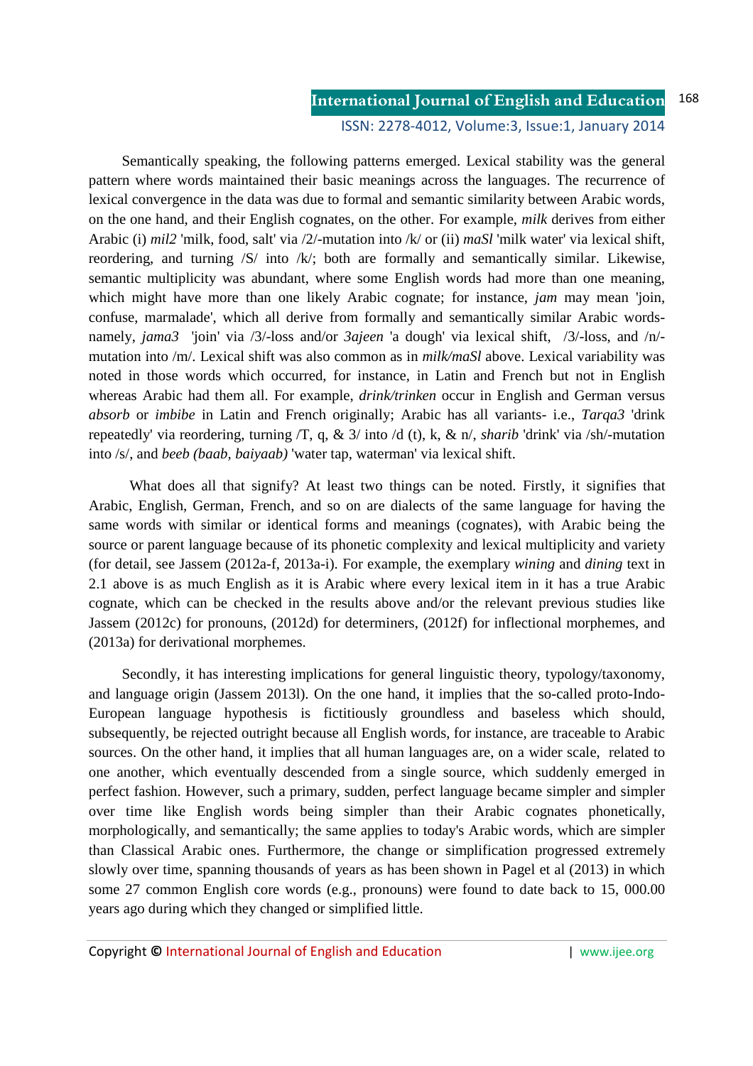Semantically speaking, the following patterns emerged. Lexical stability was the general pattern where words maintained their basic meanings across the languages. The recurrence of lexical convergence in the data was due to formal and semantic similarity between Arabic words, on the one hand, and their English cognates, on the other. For example, *milk* derives from either Arabic (i) *mil2* 'milk, food, salt' via /2/-mutation into /k/ or (ii) *maSl* 'milk water' via lexical shift, reordering, and turning /S/ into /k/; both are formally and semantically similar. Likewise, semantic multiplicity was abundant, where some English words had more than one meaning, which might have more than one likely Arabic cognate; for instance, *jam* may mean 'join, confuse, marmalade', which all derive from formally and semantically similar Arabic words- namely, *jama3* 'join' via /3/-loss and/or *3ajeen* 'a dough' via lexical shift, /3/-loss, and /n/-mutation into /m/. Lexical shift was also common as in *milk/maSl* above. Lexical variability was noted in those words which occurred, for instance, in Latin and French but not in English whereas Arabic had them all. For example, *drink/trinken* occur in English and German versus *absorb* or *imbibe* in Latin and French originally; Arabic has all variants- i.e., *Tarqa3* 'drink repeatedly' via reordering, turning /T, q, & 3/ into /d (t), k, & n/, *sharib* 'drink' via /sh/-mutation into /s/, and *beeb (baab, baiyaab)* 'water tap, waterman' via lexical shift.

What does all that signify? At least two things can be noted. Firstly, it signifies that Arabic, English, German, French, and so on are dialects of the same language for having the same words with similar or identical forms and meanings (cognates), with Arabic being the source or parent language because of its phonetic complexity and lexical multiplicity and variety (for detail, see Jassem (2012a-f, 2013a-i). For example, the exemplary *wining* and *dining* text in 2.1 above is as much English as it is Arabic where every lexical item in it has a true Arabic cognate, which can be checked in the results above and/or the relevant previous studies like Jassem (2012c) for pronouns, (2012d) for determiners, (2012f) for inflectional morphemes, and (2013a) for derivational morphemes.

Secondly, it has interesting implications for general linguistic theory, typology/taxonomy, and language origin (Jassem 2013l). On the one hand, it implies that the so-called proto-Indo-European language hypothesis is fictitiously groundless and baseless which should, subsequently, be rejected outright because all English words, for instance, are traceable to Arabic sources. On the other hand, it implies that all human languages are, on a wider scale, related to one another, which eventually descended from a single source, which suddenly emerged in perfect fashion. However, such a primary, sudden, perfect language became simpler and simpler over time like English words being simpler than their Arabic cognates phonetically, morphologically, and semantically; the same applies to today's Arabic words, which are simpler than Classical Arabic ones. Furthermore, the change or simplification progressed extremely slowly over time, spanning thousands of years as has been shown in Pagel et al (2013) in which some 27 common English core words (e.g., pronouns) were found to date back to 15, 000.00 years ago during which they changed or simplified little.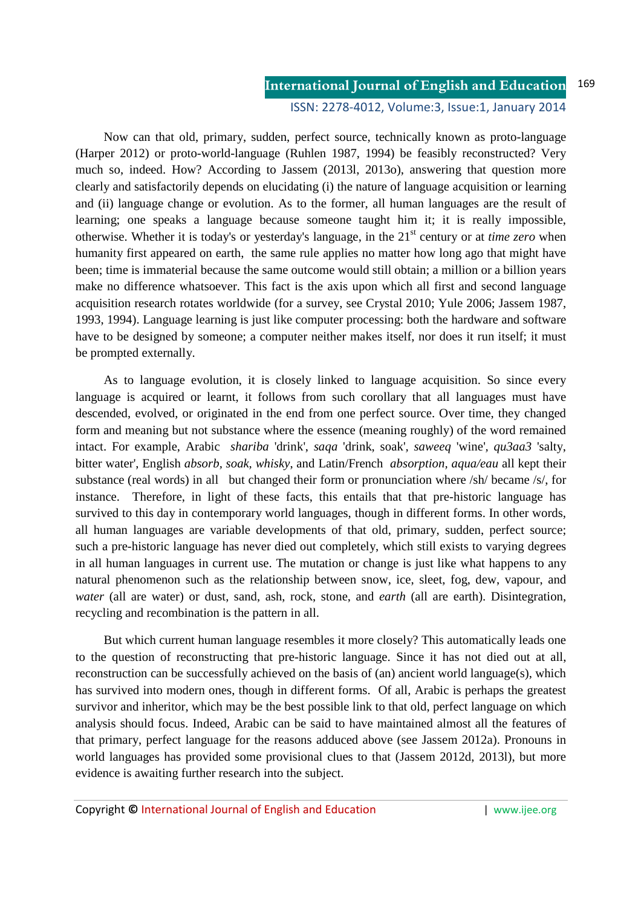Now can that old, primary, sudden, perfect source, technically known as proto-language (Harper 2012) or proto-world-language (Ruhlen 1987, 1994) be feasibly reconstructed? Very much so, indeed. How? According to Jassem (2013l, 2013o), answering that question more clearly and satisfactorily depends on elucidating (i) the nature of language acquisition or learning and (ii) language change or evolution. As to the former, all human languages are the result of learning; one speaks a language because someone taught him it; it is really impossible, otherwise. Whether it is today's or yesterday's language, in the 21st century or at *time zero* when humanity first appeared on earth, the same rule applies no matter how long ago that might have been; time is immaterial because the same outcome would still obtain; a million or a billion years make no difference whatsoever. This fact is the axis upon which all first and second language acquisition research rotates worldwide (for a survey, see Crystal 2010; Yule 2006; Jassem 1987, 1993, 1994). Language learning is just like computer processing: both the hardware and software have to be designed by someone; a computer neither makes itself, nor does it run itself; it must be prompted externally.

As to language evolution, it is closely linked to language acquisition. So since every language is acquired or learnt, it follows from such corollary that all languages must have descended, evolved, or originated in the end from one perfect source. Over time, they changed form and meaning but not substance where the essence (meaning roughly) of the word remained intact. For example, Arabic *shariba* 'drink', *saqa* 'drink, soak', *saweeq* 'wine', *qu3aa3* 'salty, bitter water', English *absorb*, *soak*, *whisky*, and Latin/French *absorption*, *aqua/eau* all kept their substance (real words) in all but changed their form or pronunciation where /sh/ became /s/, for instance. Therefore, in light of these facts, this entails that that pre-historic language has survived to this day in contemporary world languages, though in different forms. In other words, all human languages are variable developments of that old, primary, sudden, perfect source; such a pre-historic language has never died out completely, which still exists to varying degrees in all human languages in current use. The mutation or change is just like what happens to any natural phenomenon such as the relationship between snow, ice, sleet, fog, dew, vapour, and *water* (all are water) or dust, sand, ash, rock, stone, and *earth* (all are earth). Disintegration, recycling and recombination is the pattern in all.

But which current human language resembles it more closely? This automatically leads one to the question of reconstructing that pre-historic language. Since it has not died out at all, reconstruction can be successfully achieved on the basis of (an) ancient world language(s), which has survived into modern ones, though in different forms. Of all, Arabic is perhaps the greatest survivor and inheritor, which may be the best possible link to that old, perfect language on which analysis should focus. Indeed, Arabic can be said to have maintained almost all the features of that primary, perfect language for the reasons adduced above (see Jassem 2012a). Pronouns in world languages has provided some provisional clues to that (Jassem 2012d, 2013l), but more evidence is awaiting further research into the subject.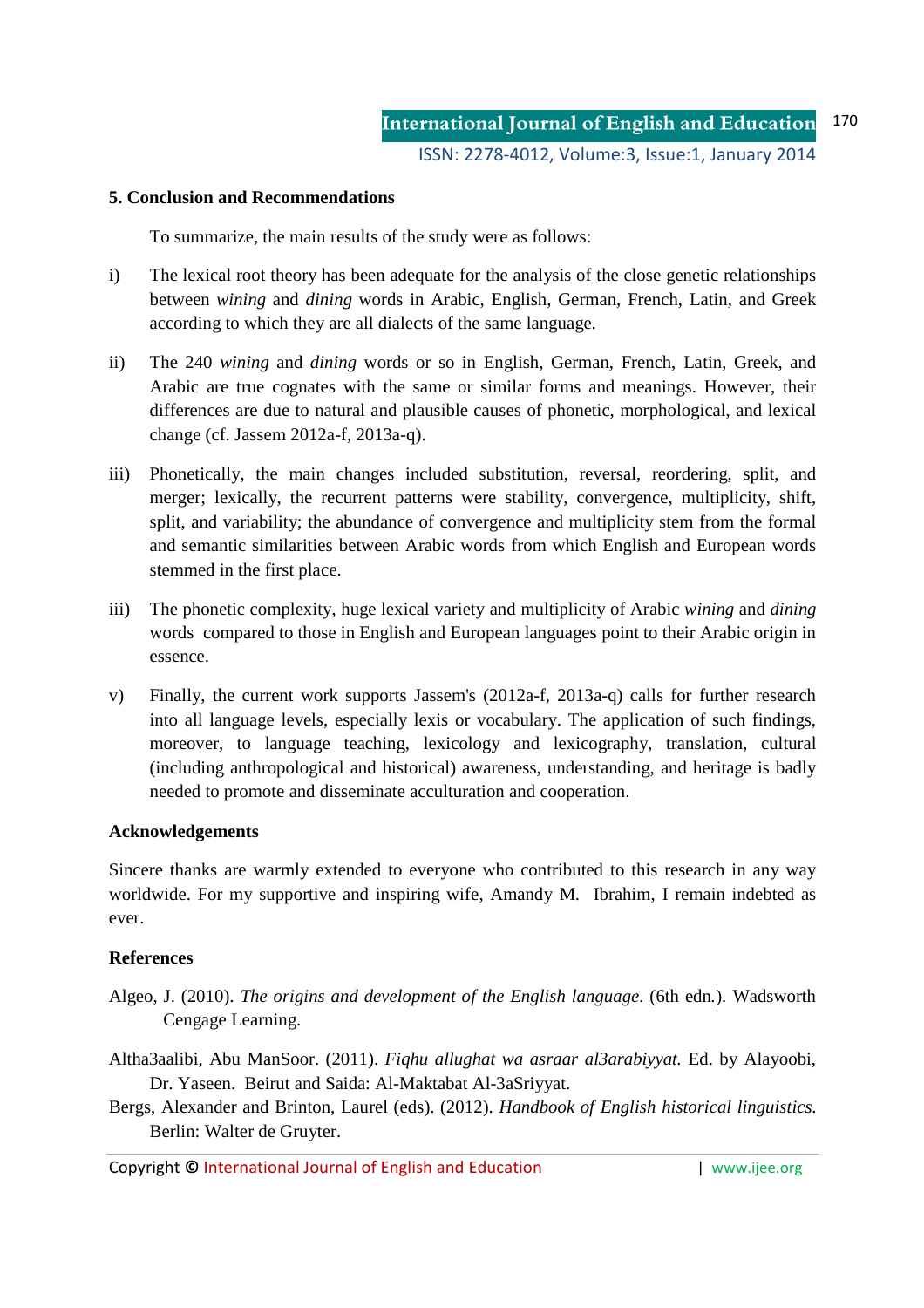## 5. Conclusion and Recommendations

To summarize, the main results of the study were as follows:

i) The lexical root theory has been adequate for the analysis of the close genetic relationships between *wining* and *dining* words in Arabic, English, German, French, Latin, and Greek according to which they are all dialects of the same language.

ii) The 240 *wining* and *dining* words or so in English, German, French, Latin, Greek, and Arabic are true cognates with the same or similar forms and meanings. However, their differences are due to natural and plausible causes of phonetic, morphological, and lexical change (cf. Jassem 2012a-f, 2013a-q).

iii) Phonetically, the main changes included substitution, reversal, reordering, split, and merger; lexically, the recurrent patterns were stability, convergence, multiplicity, shift, split, and variability; the abundance of convergence and multiplicity stem from the formal and semantic similarities between Arabic words from which English and European words stemmed in the first place.

iii) The phonetic complexity, huge lexical variety and multiplicity of Arabic *wining* and *dining* words compared to those in English and European languages point to their Arabic origin in essence.

v) Finally, the current work supports Jassem's (2012a-f, 2013a-q) calls for further research into all language levels, especially lexis or vocabulary. The application of such findings, moreover, to language teaching, lexicology and lexicography, translation, cultural (including anthropological and historical) awareness, understanding, and heritage is badly needed to promote and disseminate acculturation and cooperation.

## Acknowledgements

Sincere thanks are warmly extended to everyone who contributed to this research in any way worldwide. For my supportive and inspiring wife, Amandy M. Ibrahim, I remain indebted as ever.

## References

Algeo, J. (2010). *The origins and development of the English language*. (6th edn.). Wadsworth Cengage Learning.

Altha3aalibi, Abu ManSoor. (2011). *Fiqhu allughat wa asraar al3arabiyyat.* Ed. by Alayoobi, Dr. Yaseen. Beirut and Saida: Al-Maktabat Al-3aSriyyat.

Bergs, Alexander and Brinton, Laurel (eds). (2012). *Handbook of English historical linguistics.* Berlin: Walter de Gruyter.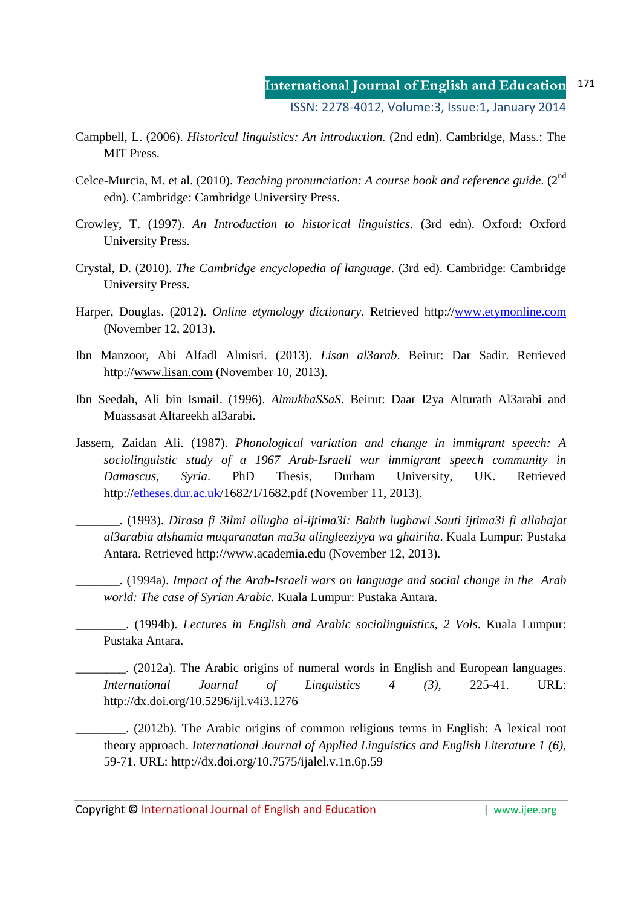Campbell, L. (2006). *Historical linguistics: An introduction.* (2nd edn). Cambridge, Mass.: The MIT Press.

Celce-Murcia, M. et al. (2010). *Teaching pronunciation: A course book and reference guide*. (2nd edn). Cambridge: Cambridge University Press.

Crowley, T. (1997). *An Introduction to historical linguistics*. (3rd edn). Oxford: Oxford University Press.

Crystal, D. (2010). *The Cambridge encyclopedia of language*. (3rd ed). Cambridge: Cambridge University Press.

Harper, Douglas. (2012). *Online etymology dictionary*. Retrieved http://www.etymonline.com (November 12, 2013).

Ibn Manzoor, Abi Alfadl Almisri. (2013). *Lisan al3arab*. Beirut: Dar Sadir. Retrieved http://www.lisan.com (November 10, 2013).

Ibn Seedah, Ali bin Ismail. (1996). *AlmukhaSSaS*. Beirut: Daar I2ya Alturath Al3arabi and Muassasat Altareekh al3arabi.

Jassem, Zaidan Ali. (1987). *Phonological variation and change in immigrant speech: A sociolinguistic study of a 1967 Arab-Israeli war immigrant speech community in Damascus, Syria*. PhD Thesis, Durham University, UK. Retrieved http://etheses.dur.ac.uk/1682/1/1682.pdf (November 11, 2013).

_______. (1993). *Dirasa fi 3ilmi allugha al-ijtima3i: Bahth lughawi Sauti ijtima3i fi allahajat al3arabia alshamia muqaranatan ma3a alingleeziyya wa ghairiha*. Kuala Lumpur: Pustaka Antara. Retrieved http://www.academia.edu (November 12, 2013).

_______. (1994a). *Impact of the Arab-Israeli wars on language and social change in the Arab world: The case of Syrian Arabic.* Kuala Lumpur: Pustaka Antara.

________. (1994b). *Lectures in English and Arabic sociolinguistics, 2 Vols*. Kuala Lumpur: Pustaka Antara.

________. (2012a). The Arabic origins of numeral words in English and European languages. *International Journal of Linguistics 4 (3)*, 225-41. URL: http://dx.doi.org/10.5296/ijl.v4i3.1276

________. (2012b). The Arabic origins of common religious terms in English: A lexical root theory approach. *International Journal of Applied Linguistics and English Literature 1 (6)*, 59-71. URL: http://dx.doi.org/10.7575/ijalel.v.1n.6p.59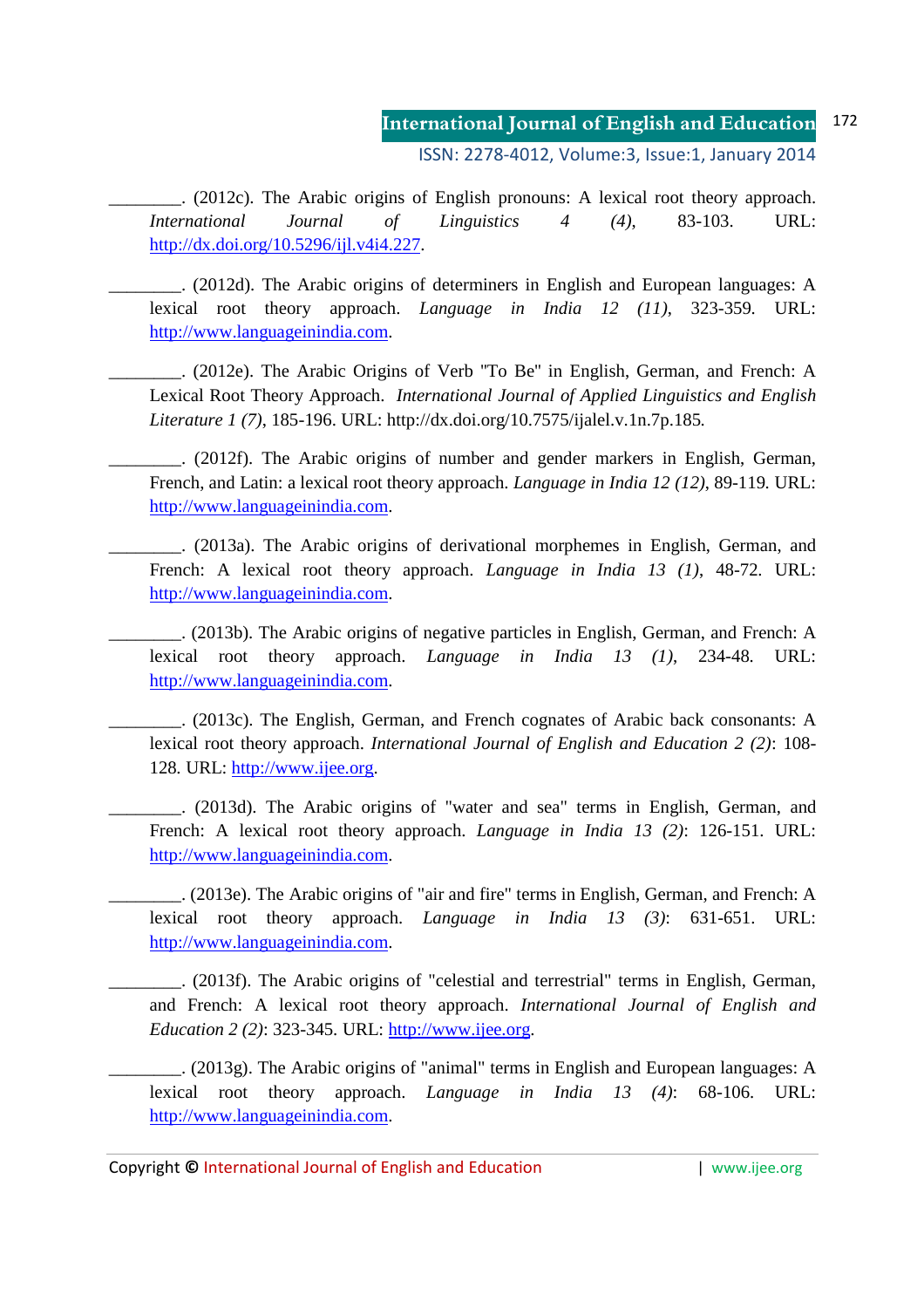________. (2012c). The Arabic origins of English pronouns: A lexical root theory approach. *International Journal of Linguistics 4 (4)*, 83-103. URL: http://dx.doi.org/10.5296/ijl.v4i4.227.

________. (2012d). The Arabic origins of determiners in English and European languages: A lexical root theory approach. *Language in India 12 (11)*, 323-359. URL: http://www.languageinindia.com.

________. (2012e). The Arabic Origins of Verb "To Be" in English, German, and French: A Lexical Root Theory Approach. *International Journal of Applied Linguistics and English Literature 1 (7)*, 185-196. URL: http://dx.doi.org/10.7575/ijalel.v.1n.7p.185.

________. (2012f). The Arabic origins of number and gender markers in English, German, French, and Latin: a lexical root theory approach. *Language in India 12 (12)*, 89-119. URL: http://www.languageinindia.com.

________. (2013a). The Arabic origins of derivational morphemes in English, German, and French: A lexical root theory approach. *Language in India 13 (1)*, 48-72. URL: http://www.languageinindia.com.

________. (2013b). The Arabic origins of negative particles in English, German, and French: A lexical root theory approach. *Language in India 13 (1)*, 234-48. URL: http://www.languageinindia.com.

________. (2013c). The English, German, and French cognates of Arabic back consonants: A lexical root theory approach. *International Journal of English and Education 2 (2)*: 108-128. URL: http://www.ijee.org.

________. (2013d). The Arabic origins of "water and sea" terms in English, German, and French: A lexical root theory approach. *Language in India 13 (2)*: 126-151. URL: http://www.languageinindia.com.

________. (2013e). The Arabic origins of "air and fire" terms in English, German, and French: A lexical root theory approach. *Language in India 13 (3)*: 631-651. URL: http://www.languageinindia.com.

________. (2013f). The Arabic origins of "celestial and terrestrial" terms in English, German, and French: A lexical root theory approach. *International Journal of English and Education 2 (2)*: 323-345. URL: http://www.ijee.org.

________. (2013g). The Arabic origins of "animal" terms in English and European languages: A lexical root theory approach. *Language in India 13 (4)*: 68-106. URL: http://www.languageinindia.com.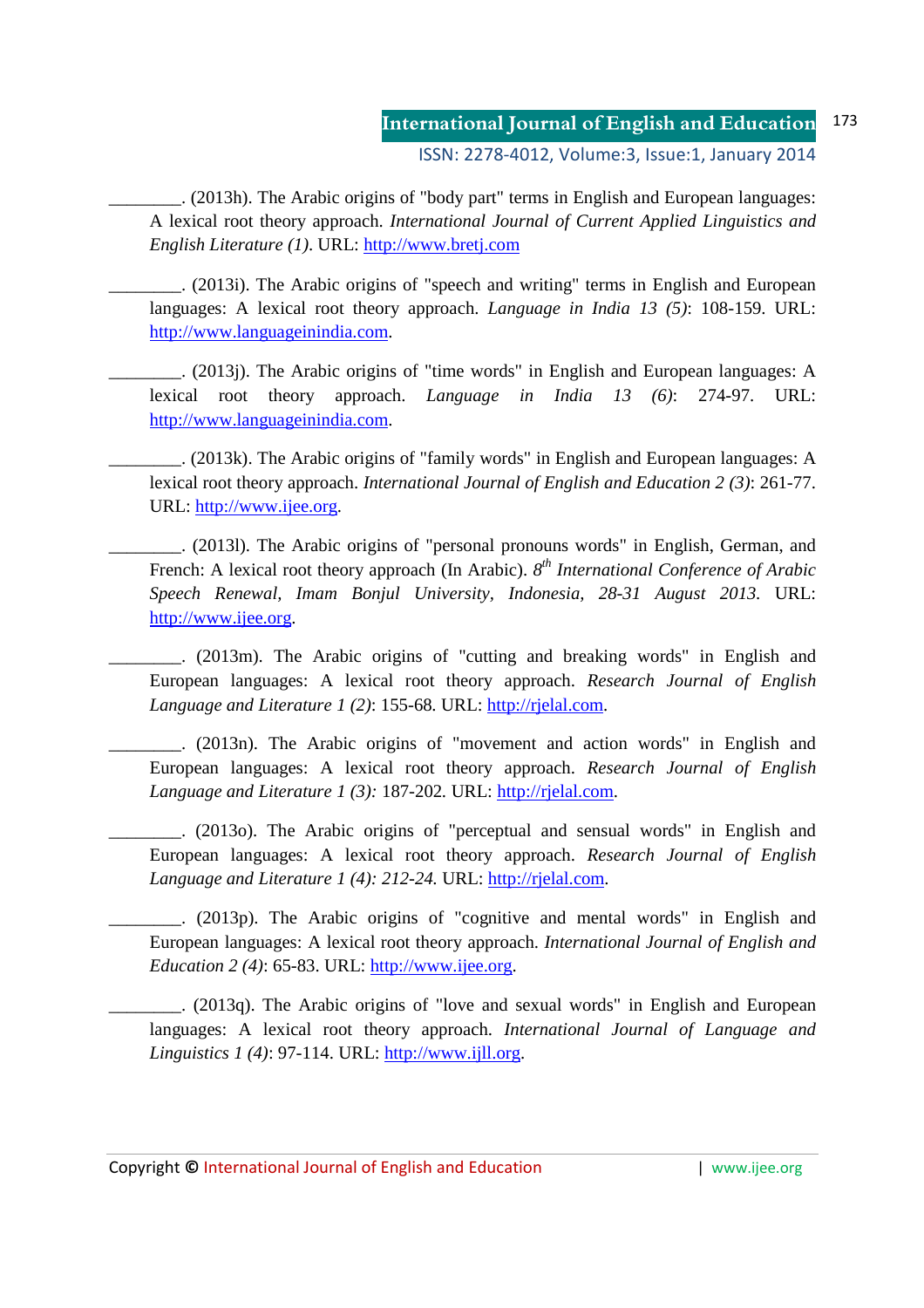________. (2013h). The Arabic origins of "body part" terms in English and European languages: A lexical root theory approach. *International Journal of Current Applied Linguistics and English Literature (1)*. URL: http://www.bretj.com

________. (2013i). The Arabic origins of "speech and writing" terms in English and European languages: A lexical root theory approach. *Language in India 13 (5)*: 108-159. URL: http://www.languageinindia.com.

________. (2013j). The Arabic origins of "time words" in English and European languages: A lexical root theory approach. *Language in India 13 (6)*: 274-97. URL: http://www.languageinindia.com.

________. (2013k). The Arabic origins of "family words" in English and European languages: A lexical root theory approach. *International Journal of English and Education 2 (3)*: 261-77. URL: http://www.ijee.org.

________. (2013l). The Arabic origins of "personal pronouns words" in English, German, and French: A lexical root theory approach (In Arabic). *8th International Conference of Arabic Speech Renewal, Imam Bonjul University, Indonesia, 28-31 August 2013*. URL: http://www.ijee.org.

________. (2013m). The Arabic origins of "cutting and breaking words" in English and European languages: A lexical root theory approach. *Research Journal of English Language and Literature 1 (2)*: 155-68. URL: http://rjelal.com.

________. (2013n). The Arabic origins of "movement and action words" in English and European languages: A lexical root theory approach. *Research Journal of English Language and Literature 1 (3):* 187-202. URL: http://rjelal.com.

________. (2013o). The Arabic origins of "perceptual and sensual words" in English and European languages: A lexical root theory approach. *Research Journal of English Language and Literature 1 (4): 212-24.* URL: http://rjelal.com.

________. (2013p). The Arabic origins of "cognitive and mental words" in English and European languages: A lexical root theory approach. *International Journal of English and Education 2 (4)*: 65-83. URL: http://www.ijee.org.

________. (2013q). The Arabic origins of "love and sexual words" in English and European languages: A lexical root theory approach. *International Journal of Language and Linguistics 1 (4)*: 97-114. URL: http://www.ijll.org.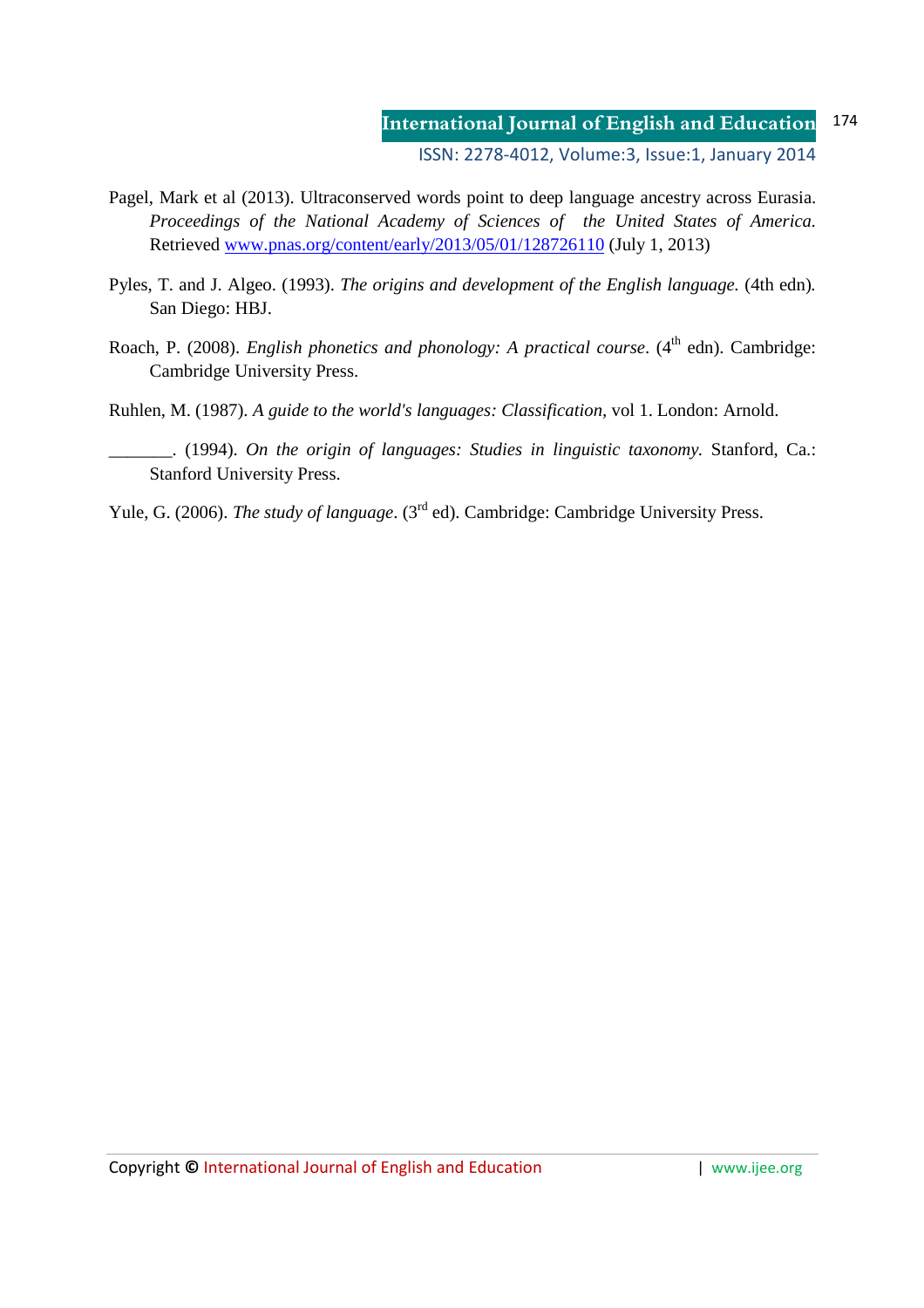Pagel, Mark et al (2013). Ultraconserved words point to deep language ancestry across Eurasia. *Proceedings of the National Academy of Sciences of the United States of America*. Retrieved www.pnas.org/content/early/2013/05/01/128726110 (July 1, 2013)

Pyles, T. and J. Algeo. (1993). *The origins and development of the English language.* (4th edn). San Diego: HBJ.

Roach, P. (2008). *English phonetics and phonology: A practical course*. (4th edn). Cambridge: Cambridge University Press.

Ruhlen, M. (1987). *A guide to the world's languages: Classification*, vol 1. London: Arnold.

_______. (1994). *On the origin of languages: Studies in linguistic taxonomy.* Stanford, Ca.: Stanford University Press.

Yule, G. (2006). *The study of language*. (3rd ed). Cambridge: Cambridge University Press.